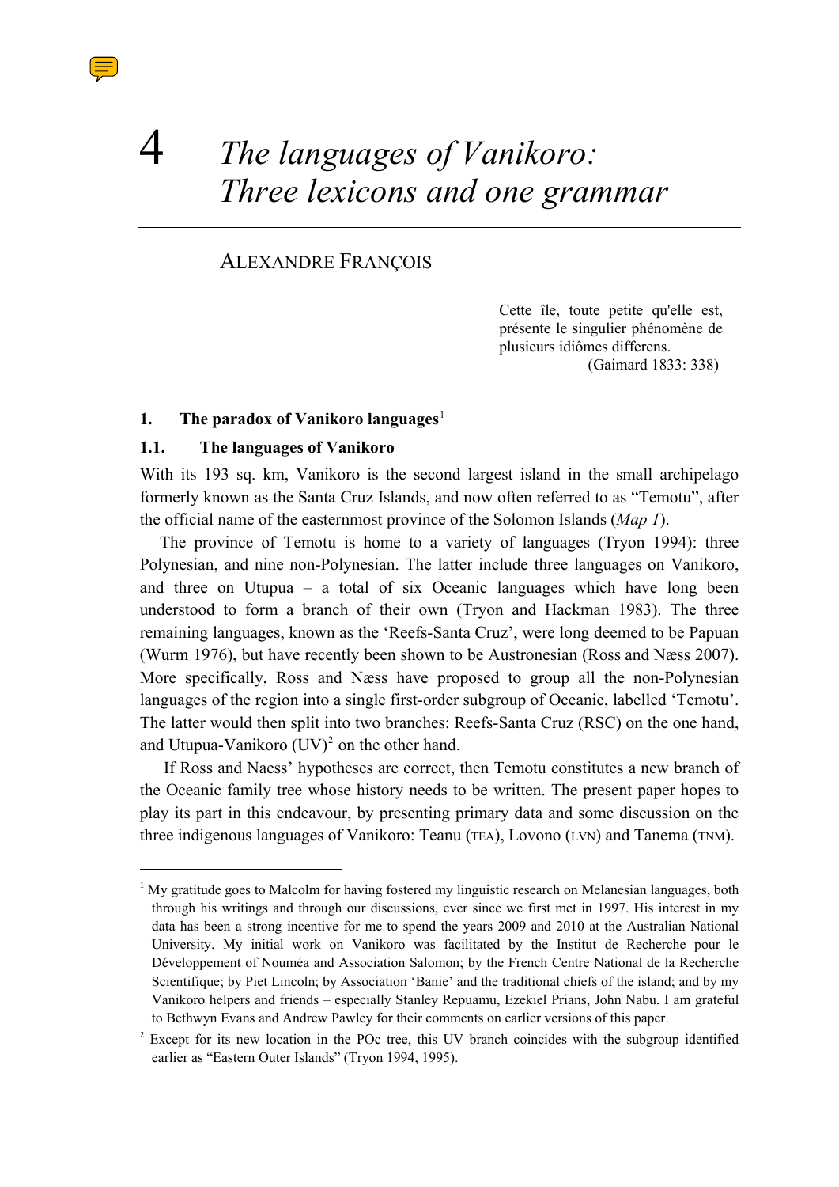# 4 *The languages of Vanikoro: Three lexicons and one grammar*

ALEXANDRE FRANÇOIS

> Cette île, toute petite qu'elle est, présente le singulier phénomène de plusieurs idiômes differens.
> (Gaimard 1833: 338)

## 1. The paradox of Vanikoro languages[1]

### 1.1. The languages of Vanikoro

With its 193 sq. km, Vanikoro is the second largest island in the small archipelago formerly known as the Santa Cruz Islands, and now often referred to as "Temotu", after the official name of the easternmost province of the Solomon Islands (*Map 1*).

The province of Temotu is home to a variety of languages (Tryon 1994): three Polynesian, and nine non-Polynesian. The latter include three languages on Vanikoro, and three on Utupua – a total of six Oceanic languages which have long been understood to form a branch of their own (Tryon and Hackman 1983). The three remaining languages, known as the 'Reefs-Santa Cruz', were long deemed to be Papuan (Wurm 1976), but have recently been shown to be Austronesian (Ross and Næss 2007). More specifically, Ross and Næss have proposed to group all the non-Polynesian languages of the region into a single first-order subgroup of Oceanic, labelled 'Temotu'. The latter would then split into two branches: Reefs-Santa Cruz (RSC) on the one hand, and Utupua-Vanikoro (UV)[2] on the other hand.

If Ross and Naess' hypotheses are correct, then Temotu constitutes a new branch of the Oceanic family tree whose history needs to be written. The present paper hopes to play its part in this endeavour, by presenting primary data and some discussion on the three indigenous languages of Vanikoro: Teanu (TEA), Lovono (LVN) and Tanema (TNM).

---

[1] My gratitude goes to Malcolm for having fostered my linguistic research on Melanesian languages, both through his writings and through our discussions, ever since we first met in 1997. His interest in my data has been a strong incentive for me to spend the years 2009 and 2010 at the Australian National University. My initial work on Vanikoro was facilitated by the Institut de Recherche pour le Développement of Nouméa and Association Salomon; by the French Centre National de la Recherche Scientifique; by Piet Lincoln; by Association 'Banie' and the traditional chiefs of the island; and by my Vanikoro helpers and friends – especially Stanley Repuamu, Ezekiel Prians, John Nabu. I am grateful to Bethwyn Evans and Andrew Pawley for their comments on earlier versions of this paper.

[2] Except for its new location in the POc tree, this UV branch coincides with the subgroup identified earlier as "Eastern Outer Islands" (Tryon 1994, 1995).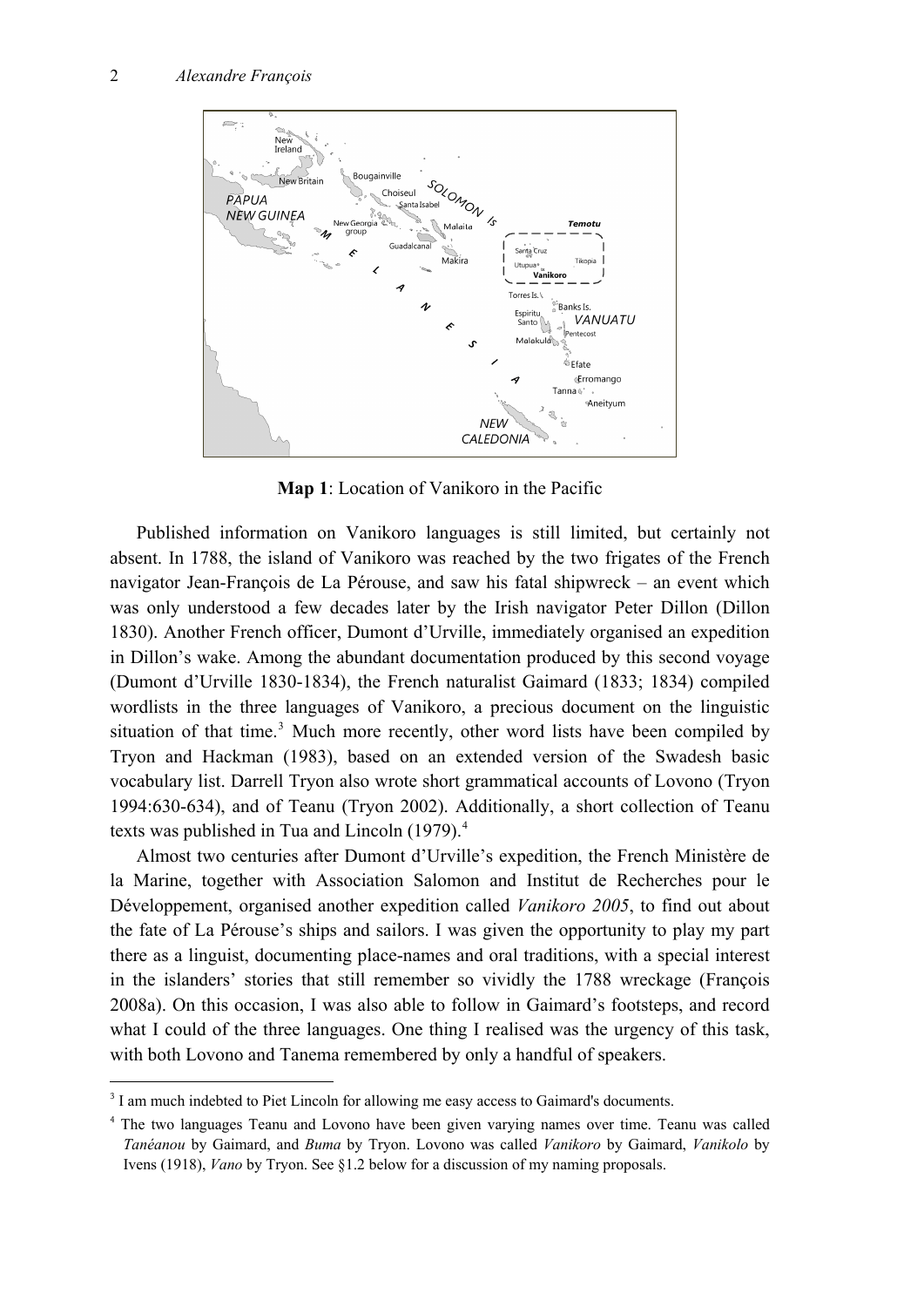**Map 1**: Location of Vanikoro in the Pacific

Published information on Vanikoro languages is still limited, but certainly not absent. In 1788, the island of Vanikoro was reached by the two frigates of the French navigator Jean-François de La Pérouse, and saw his fatal shipwreck – an event which was only understood a few decades later by the Irish navigator Peter Dillon (Dillon 1830). Another French officer, Dumont d'Urville, immediately organised an expedition in Dillon's wake. Among the abundant documentation produced by this second voyage (Dumont d'Urville 1830-1834), the French naturalist Gaimard (1833; 1834) compiled wordlists in the three languages of Vanikoro, a precious document on the linguistic situation of that time.[3] Much more recently, other word lists have been compiled by Tryon and Hackman (1983), based on an extended version of the Swadesh basic vocabulary list. Darrell Tryon also wrote short grammatical accounts of Lovono (Tryon 1994:630-634), and of Teanu (Tryon 2002). Additionally, a short collection of Teanu texts was published in Tua and Lincoln (1979).[4]

Almost two centuries after Dumont d'Urville's expedition, the French Ministère de la Marine, together with Association Salomon and Institut de Recherches pour le Développement, organised another expedition called *Vanikoro 2005*, to find out about the fate of La Pérouse's ships and sailors. I was given the opportunity to play my part there as a linguist, documenting place-names and oral traditions, with a special interest in the islanders' stories that still remember so vividly the 1788 wreckage (François 2008a). On this occasion, I was also able to follow in Gaimard's footsteps, and record what I could of the three languages. One thing I realised was the urgency of this task, with both Lovono and Tanema remembered by only a handful of speakers.

---

[3] I am much indebted to Piet Lincoln for allowing me easy access to Gaimard's documents.

[4] The two languages Teanu and Lovono have been given varying names over time. Teanu was called *Tanéanou* by Gaimard, and *Buma* by Tryon. Lovono was called *Vanikoro* by Gaimard, *Vanikolo* by Ivens (1918), *Vano* by Tryon. See §1.2 below for a discussion of my naming proposals.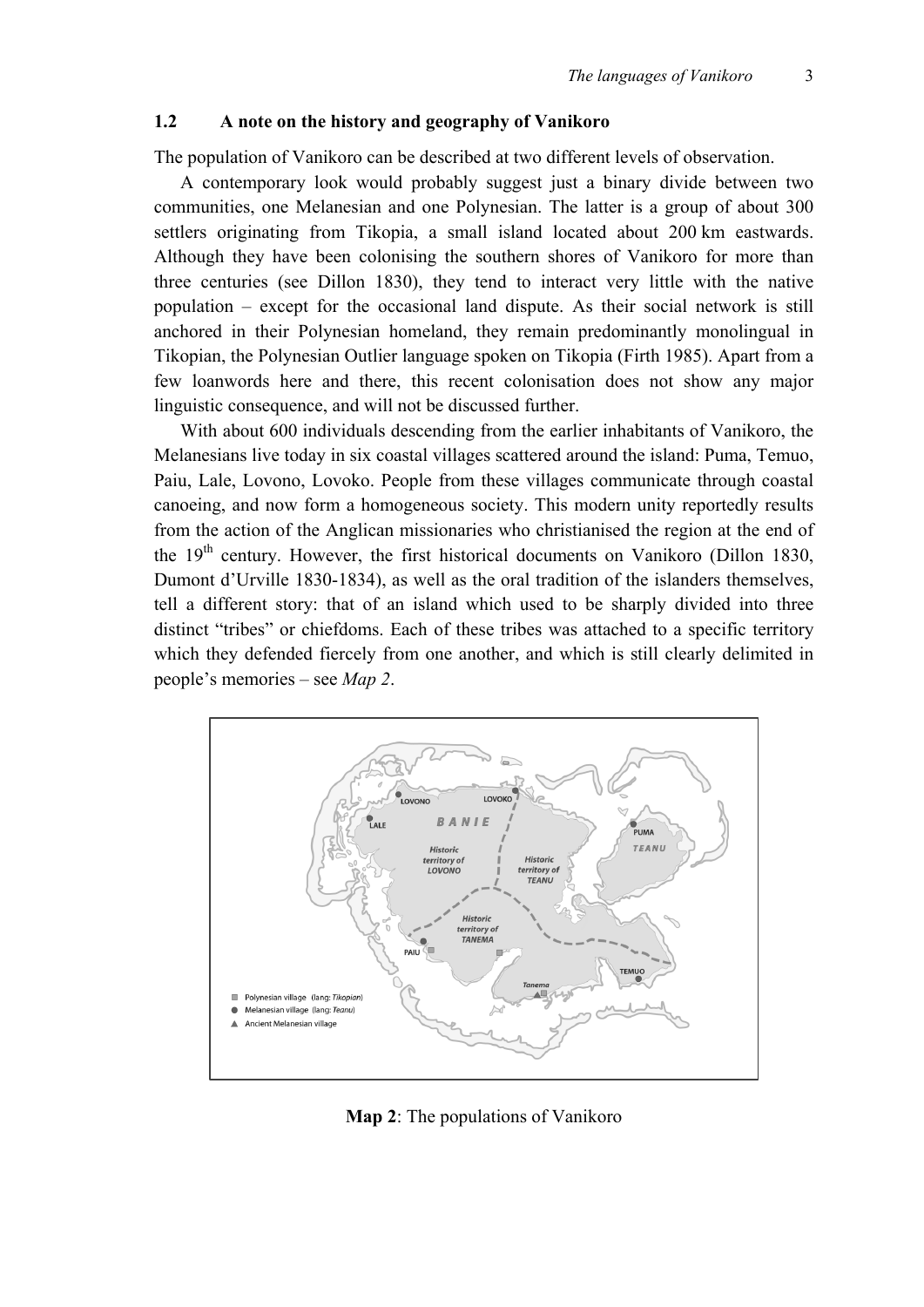## 1.2 A note on the history and geography of Vanikoro

The population of Vanikoro can be described at two different levels of observation.

A contemporary look would probably suggest just a binary divide between two communities, one Melanesian and one Polynesian. The latter is a group of about 300 settlers originating from Tikopia, a small island located about 200 km eastwards. Although they have been colonising the southern shores of Vanikoro for more than three centuries (see Dillon 1830), they tend to interact very little with the native population – except for the occasional land dispute. As their social network is still anchored in their Polynesian homeland, they remain predominantly monolingual in Tikopian, the Polynesian Outlier language spoken on Tikopia (Firth 1985). Apart from a few loanwords here and there, this recent colonisation does not show any major linguistic consequence, and will not be discussed further.

With about 600 individuals descending from the earlier inhabitants of Vanikoro, the Melanesians live today in six coastal villages scattered around the island: Puma, Temuo, Paiu, Lale, Lovono, Lovoko. People from these villages communicate through coastal canoeing, and now form a homogeneous society. This modern unity reportedly results from the action of the Anglican missionaries who christianised the region at the end of the 19th century. However, the first historical documents on Vanikoro (Dillon 1830, Dumont d'Urville 1830-1834), as well as the oral tradition of the islanders themselves, tell a different story: that of an island which used to be sharply divided into three distinct "tribes" or chiefdoms. Each of these tribes was attached to a specific territory which they defended fiercely from one another, and which is still clearly delimited in people's memories – see *Map 2*.

**Map 2**: The populations of Vanikoro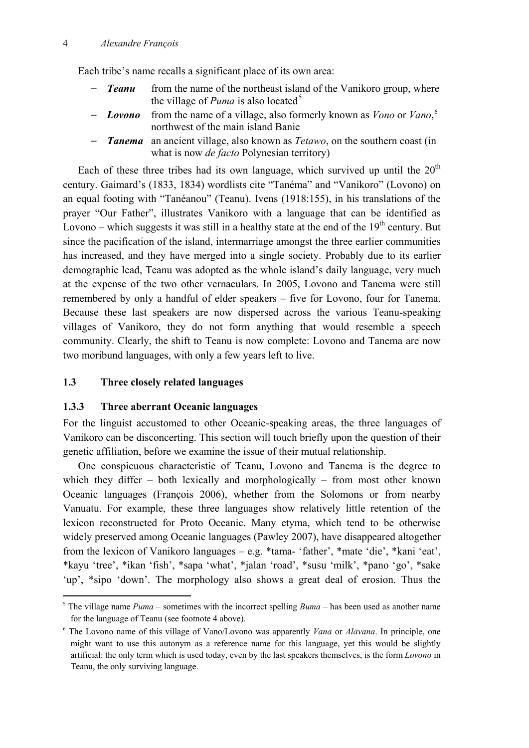Each tribe's name recalls a significant place of its own area:

- ***Teanu*** from the name of the northeast island of the Vanikoro group, where the village of *Puma* is also located[5]
- ***Lovono*** from the name of a village, also formerly known as *Vono* or *Vano*,[6] northwest of the main island Banie
- ***Tanema*** an ancient village, also known as *Tetawo*, on the southern coast (in what is now *de facto* Polynesian territory)

Each of these three tribes had its own language, which survived up until the 20th century. Gaimard's (1833, 1834) wordlists cite "Tanéma" and "Vanikoro" (Lovono) on an equal footing with "Tanéanou" (Teanu). Ivens (1918:155), in his translations of the prayer "Our Father", illustrates Vanikoro with a language that can be identified as Lovono – which suggests it was still in a healthy state at the end of the 19th century. But since the pacification of the island, intermarriage amongst the three earlier communities has increased, and they have merged into a single society. Probably due to its earlier demographic lead, Teanu was adopted as the whole island's daily language, very much at the expense of the two other vernaculars. In 2005, Lovono and Tanema were still remembered by only a handful of elder speakers – five for Lovono, four for Tanema. Because these last speakers are now dispersed across the various Teanu-speaking villages of Vanikoro, they do not form anything that would resemble a speech community. Clearly, the shift to Teanu is now complete: Lovono and Tanema are now two moribund languages, with only a few years left to live.

## 1.3 Three closely related languages

### 1.3.3 Three aberrant Oceanic languages

For the linguist accustomed to other Oceanic-speaking areas, the three languages of Vanikoro can be disconcerting. This section will touch briefly upon the question of their genetic affiliation, before we examine the issue of their mutual relationship.

One conspicuous characteristic of Teanu, Lovono and Tanema is the degree to which they differ – both lexically and morphologically – from most other known Oceanic languages (François 2006), whether from the Solomons or from nearby Vanuatu. For example, these three languages show relatively little retention of the lexicon reconstructed for Proto Oceanic. Many etyma, which tend to be otherwise widely preserved among Oceanic languages (Pawley 2007), have disappeared altogether from the lexicon of Vanikoro languages – e.g. *tama- 'father', *mate 'die', *kani 'eat', *kayu 'tree', *ikan 'fish', *sapa 'what', *jalan 'road', *susu 'milk', *pano 'go', *sake 'up', *sipo 'down'. The morphology also shows a great deal of erosion. Thus the

---

[5] The village name *Puma* – sometimes with the incorrect spelling *Buma* – has been used as another name for the language of Teanu (see footnote 4 above).

[6] The Lovono name of this village of Vano/Lovono was apparently *Vana* or *Alavana*. In principle, one might want to use this autonym as a reference name for this language, yet this would be slightly artificial: the only term which is used today, even by the last speakers themselves, is the form *Lovono* in Teanu, the only surviving language.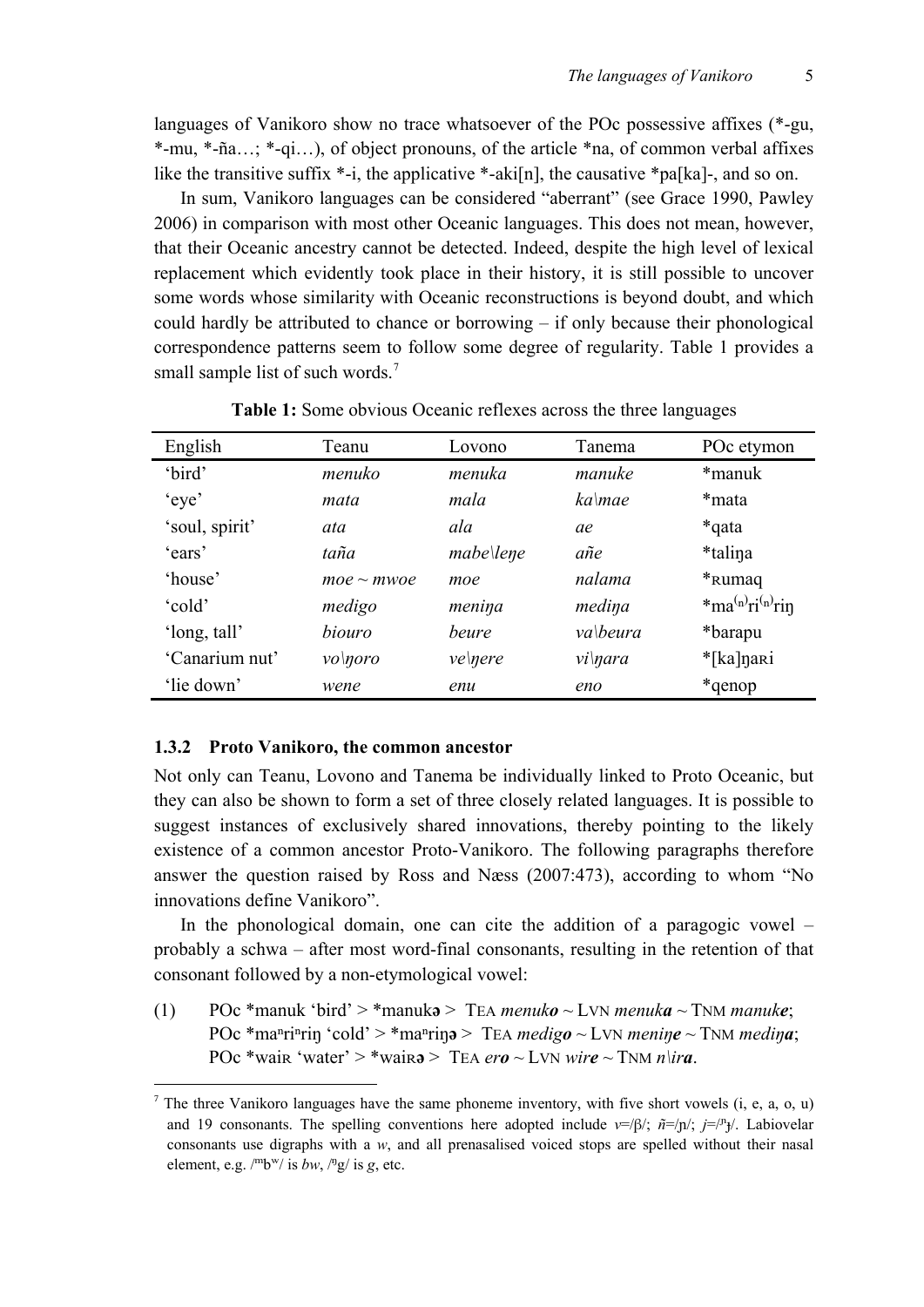languages of Vanikoro show no trace whatsoever of the POc possessive affixes (*-gu, *-mu, *-ña…; *-qi…), of object pronouns, of the article *na, of common verbal affixes like the transitive suffix *-i, the applicative *-aki[n], the causative *pa[ka]-, and so on.

In sum, Vanikoro languages can be considered "aberrant" (see Grace 1990, Pawley 2006) in comparison with most other Oceanic languages. This does not mean, however, that their Oceanic ancestry cannot be detected. Indeed, despite the high level of lexical replacement which evidently took place in their history, it is still possible to uncover some words whose similarity with Oceanic reconstructions is beyond doubt, and which could hardly be attributed to chance or borrowing – if only because their phonological correspondence patterns seem to follow some degree of regularity. Table 1 provides a small sample list of such words.[7]

**Table 1:** Some obvious Oceanic reflexes across the three languages

| English | Teanu | Lovono | Tanema | POc etymon |
|---|---|---|---|---|
| 'bird' | *menuko* | *menuka* | *manuke* | *manuk |
| 'eye' | *mata* | *mala* | *ka\mae* | *mata |
| 'soul, spirit' | *ata* | *ala* | *ae* | *qata |
| 'ears' | *taña* | *mabe\leŋe* | *añe* | *taliŋa |
| 'house' | *moe ~ mwoe* | *moe* | *nalama* | *ʀumaq |
| 'cold' | *medigo* | *meniŋa* | *mediŋa* | *ma⁽ⁿ⁾ri⁽ⁿ⁾riŋ |
| 'long, tall' | *biouro* | *beure* | *va\beura* | *barapu |
| 'Canarium nut' | *vo\ŋoro* | *ve\ŋere* | *vi\ŋara* | *[ka]ŋaʀi |
| 'lie down' | *wene* | *enu* | *eno* | *qenop |

### 1.3.2 Proto Vanikoro, the common ancestor

Not only can Teanu, Lovono and Tanema be individually linked to Proto Oceanic, but they can also be shown to form a set of three closely related languages. It is possible to suggest instances of exclusively shared innovations, thereby pointing to the likely existence of a common ancestor Proto-Vanikoro. The following paragraphs therefore answer the question raised by Ross and Næss (2007:473), according to whom "No innovations define Vanikoro".

In the phonological domain, one can cite the addition of a paragogic vowel – probably a schwa – after most word-final consonants, resulting in the retention of that consonant followed by a non-etymological vowel:

(1) POc *manuk 'bird' > *manuk**ə** > Tea *menuk**o*** ~ Lvn *menuk**a*** ~ Tnm *manuk**e***;
POc *maⁿriⁿriŋ 'cold' > *maⁿriŋ**ə** > Tea *medig**o*** ~ Lvn *meniŋ**e*** ~ Tnm *mediŋ**a***;
POc *waiʀ 'water' > *waiʀ**ə** > Tea *er**o*** ~ Lvn *wir**e*** ~ Tnm *n\ir**a***.

[7] The three Vanikoro languages have the same phoneme inventory, with five short vowels (i, e, a, o, u) and 19 consonants. The spelling conventions here adopted include *v*=/β/; *ñ*=/ɲ/; *j*=/ⁿɟ/. Labiovelar consonants use digraphs with a *w*, and all prenasalised voiced stops are spelled without their nasal element, e.g. /ᵐbʷ/ is *bw*, /ⁿg/ is *g*, etc.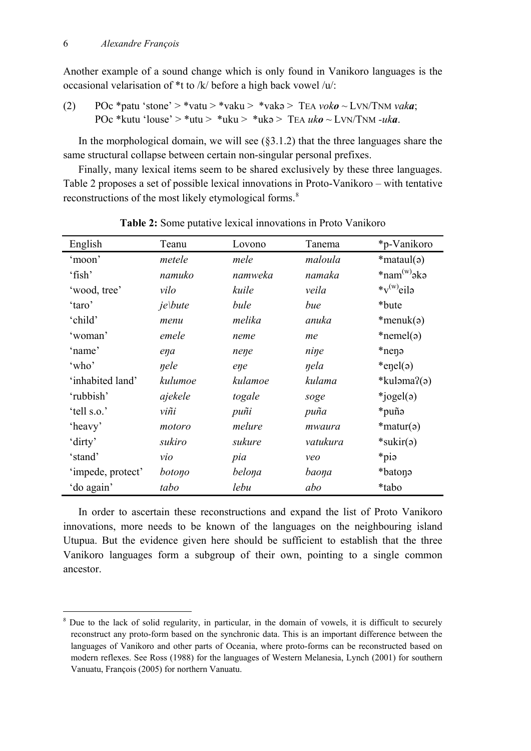Another example of a sound change which is only found in Vanikoro languages is the occasional velarisation of *t to /k/ before a high back vowel /u/:

(2) POc *patu 'stone' > *vatu > *vaku > *vakə > TEA *voko* ~ LVN/TNM *vaka*;
POc *kutu 'louse' > *utu > *uku > *ukə > TEA *uko* ~ LVN/TNM *-uka*.

In the morphological domain, we will see (§3.1.2) that the three languages share the same structural collapse between certain non-singular personal prefixes.

Finally, many lexical items seem to be shared exclusively by these three languages. Table 2 proposes a set of possible lexical innovations in Proto-Vanikoro – with tentative reconstructions of the most likely etymological forms.[8]

**Table 2:** Some putative lexical innovations in Proto Vanikoro

| English | Teanu | Lovono | Tanema | *p-Vanikoro |
|---|---|---|---|---|
| 'moon' | *metele* | *mele* | *maloula* | *mataul(ə) |
| 'fish' | *namuko* | *namweka* | *namaka* | *nam$^{(w)}$əkə |
| 'wood, tree' | *vilo* | *kuile* | *veila* | *v$^{(w)}$eilə |
| 'taro' | *je\bute* | *bule* | *bue* | *bute |
| 'child' | *menu* | *melika* | *anuka* | *menuk(ə) |
| 'woman' | *emele* | *neme* | *me* | *nemel(ə) |
| 'name' | *eŋa* | *neŋe* | *niŋe* | *neŋə |
| 'who' | *ŋele* | *eŋe* | *ŋela* | *eŋel(ə) |
| 'inhabited land' | *kulumoe* | *kulamoe* | *kulama* | *kuləmaʔ(ə) |
| 'rubbish' | *ajekele* | *togale* | *soge* | *jogel(ə) |
| 'tell s.o.' | *viñi* | *puñi* | *puña* | *puñə |
| 'heavy' | *motoro* | *melure* | *mwaura* | *matur(ə) |
| 'dirty' | *sukiro* | *sukure* | *vatukura* | *sukir(ə) |
| 'stand' | *vio* | *pia* | *veo* | *piə |
| 'impede, protect' | *botoŋo* | *beloŋa* | *baoŋa* | *batoŋə |
| 'do again' | *tabo* | *lebu* | *abo* | *tabo |

In order to ascertain these reconstructions and expand the list of Proto Vanikoro innovations, more needs to be known of the languages on the neighbouring island Utupua. But the evidence given here should be sufficient to establish that the three Vanikoro languages form a subgroup of their own, pointing to a single common ancestor.

---

[8] Due to the lack of solid regularity, in particular, in the domain of vowels, it is difficult to securely reconstruct any proto-form based on the synchronic data. This is an important difference between the languages of Vanikoro and other parts of Oceania, where proto-forms can be reconstructed based on modern reflexes. See Ross (1988) for the languages of Western Melanesia, Lynch (2001) for southern Vanuatu, François (2005) for northern Vanuatu.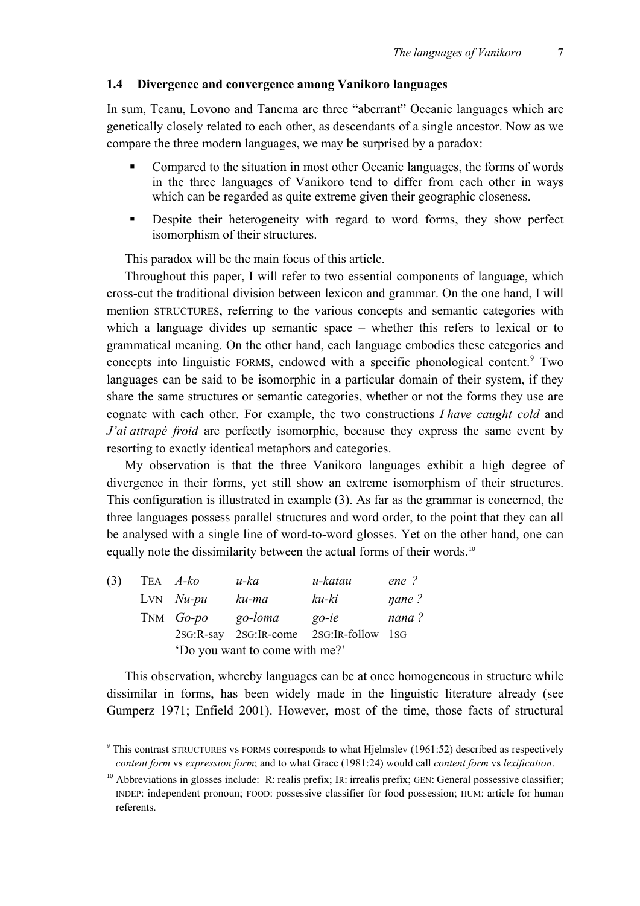## 1.4 Divergence and convergence among Vanikoro languages

In sum, Teanu, Lovono and Tanema are three "aberrant" Oceanic languages which are genetically closely related to each other, as descendants of a single ancestor. Now as we compare the three modern languages, we may be surprised by a paradox:

- Compared to the situation in most other Oceanic languages, the forms of words in the three languages of Vanikoro tend to differ from each other in ways which can be regarded as quite extreme given their geographic closeness.
- Despite their heterogeneity with regard to word forms, they show perfect isomorphism of their structures.

This paradox will be the main focus of this article.

Throughout this paper, I will refer to two essential components of language, which cross-cut the traditional division between lexicon and grammar. On the one hand, I will mention STRUCTURES, referring to the various concepts and semantic categories with which a language divides up semantic space – whether this refers to lexical or to grammatical meaning. On the other hand, each language embodies these categories and concepts into linguistic FORMS, endowed with a specific phonological content.[9] Two languages can be said to be isomorphic in a particular domain of their system, if they share the same structures or semantic categories, whether or not the forms they use are cognate with each other. For example, the two constructions *I have caught cold* and *J'ai attrapé froid* are perfectly isomorphic, because they express the same event by resorting to exactly identical metaphors and categories.

My observation is that the three Vanikoro languages exhibit a high degree of divergence in their forms, yet still show an extreme isomorphism of their structures. This configuration is illustrated in example (3). As far as the grammar is concerned, the three languages possess parallel structures and word order, to the point that they can all be analysed with a single line of word-to-word glosses. Yet on the other hand, one can equally note the dissimilarity between the actual forms of their words.[10]

| (3) | TEA | *A-ko* | *u-ka* | *u-katau* | *ene ?* |
|---|---|---|---|---|---|
| | LVN | *Nu-pu* | *ku-ma* | *ku-ki* | *ŋane ?* |
| | TNM | *Go-po* | *go-loma* | *go-ie* | *nana ?* |
| | | 2SG:R-say | 2SG:IR-come | 2SG:IR-follow | 1SG |

'Do you want to come with me?'

This observation, whereby languages can be at once homogeneous in structure while dissimilar in forms, has been widely made in the linguistic literature already (see Gumperz 1971; Enfield 2001). However, most of the time, those facts of structural

---

[9] This contrast STRUCTURES vs FORMS corresponds to what Hjelmslev (1961:52) described as respectively *content form* vs *expression form*; and to what Grace (1981:24) would call *content form* vs *lexification*.

[10] Abbreviations in glosses include: R: realis prefix; IR: irrealis prefix; GEN: General possessive classifier; INDEP: independent pronoun; FOOD: possessive classifier for food possession; HUM: article for human referents.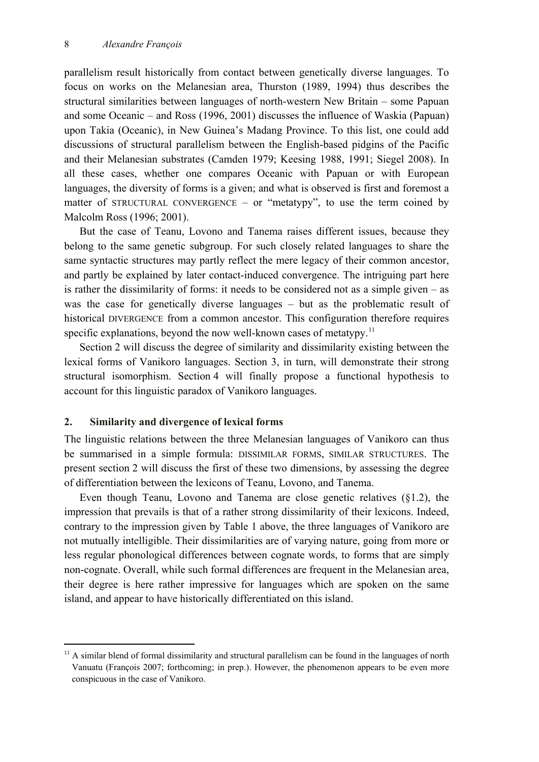parallelism result historically from contact between genetically diverse languages. To focus on works on the Melanesian area, Thurston (1989, 1994) thus describes the structural similarities between languages of north-western New Britain – some Papuan and some Oceanic – and Ross (1996, 2001) discusses the influence of Waskia (Papuan) upon Takia (Oceanic), in New Guinea's Madang Province. To this list, one could add discussions of structural parallelism between the English-based pidgins of the Pacific and their Melanesian substrates (Camden 1979; Keesing 1988, 1991; Siegel 2008). In all these cases, whether one compares Oceanic with Papuan or with European languages, the diversity of forms is a given; and what is observed is first and foremost a matter of STRUCTURAL CONVERGENCE – or "metatypy", to use the term coined by Malcolm Ross (1996; 2001).

But the case of Teanu, Lovono and Tanema raises different issues, because they belong to the same genetic subgroup. For such closely related languages to share the same syntactic structures may partly reflect the mere legacy of their common ancestor, and partly be explained by later contact-induced convergence. The intriguing part here is rather the dissimilarity of forms: it needs to be considered not as a simple given – as was the case for genetically diverse languages – but as the problematic result of historical DIVERGENCE from a common ancestor. This configuration therefore requires specific explanations, beyond the now well-known cases of metatypy.[11]

Section 2 will discuss the degree of similarity and dissimilarity existing between the lexical forms of Vanikoro languages. Section 3, in turn, will demonstrate their strong structural isomorphism. Section 4 will finally propose a functional hypothesis to account for this linguistic paradox of Vanikoro languages.

## 2. Similarity and divergence of lexical forms

The linguistic relations between the three Melanesian languages of Vanikoro can thus be summarised in a simple formula: DISSIMILAR FORMS, SIMILAR STRUCTURES. The present section 2 will discuss the first of these two dimensions, by assessing the degree of differentiation between the lexicons of Teanu, Lovono, and Tanema.

Even though Teanu, Lovono and Tanema are close genetic relatives (§1.2), the impression that prevails is that of a rather strong dissimilarity of their lexicons. Indeed, contrary to the impression given by Table 1 above, the three languages of Vanikoro are not mutually intelligible. Their dissimilarities are of varying nature, going from more or less regular phonological differences between cognate words, to forms that are simply non-cognate. Overall, while such formal differences are frequent in the Melanesian area, their degree is here rather impressive for languages which are spoken on the same island, and appear to have historically differentiated on this island.

[11] A similar blend of formal dissimilarity and structural parallelism can be found in the languages of north Vanuatu (François 2007; forthcoming; in prep.). However, the phenomenon appears to be even more conspicuous in the case of Vanikoro.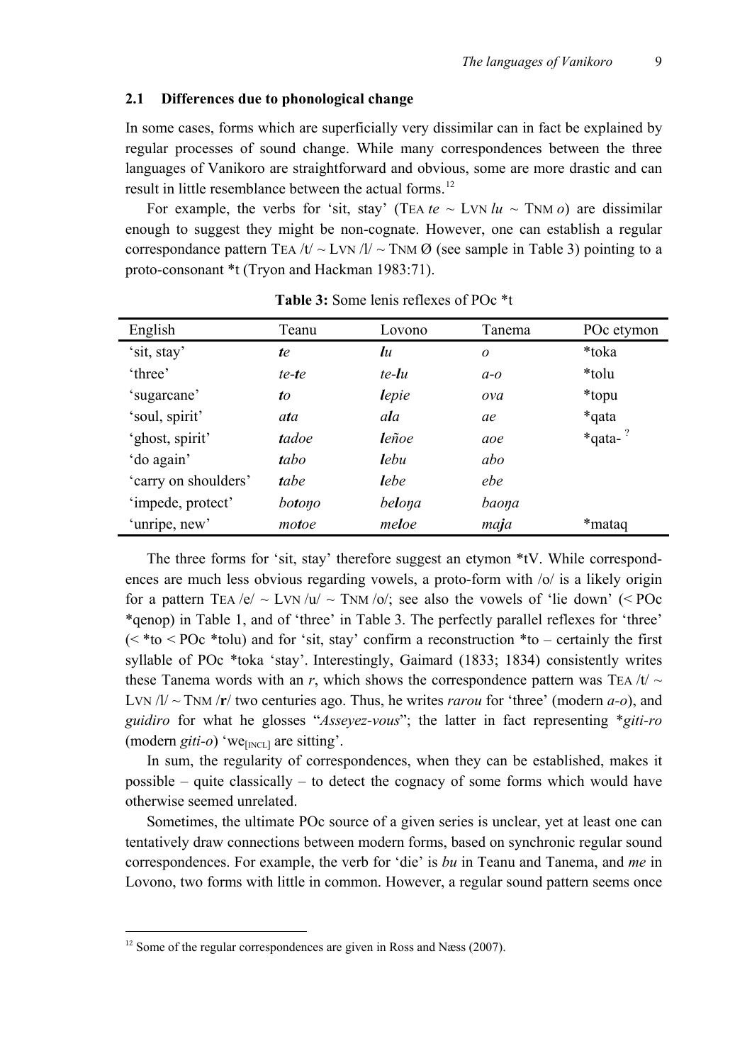### 2.1 Differences due to phonological change

In some cases, forms which are superficially very dissimilar can in fact be explained by regular processes of sound change. While many correspondences between the three languages of Vanikoro are straightforward and obvious, some are more drastic and can result in little resemblance between the actual forms.[12]

For example, the verbs for 'sit, stay' (TEA *te* ~ LVN *lu* ~ TNM *o*) are dissimilar enough to suggest they might be non-cognate. However, one can establish a regular correspondance pattern TEA /t/ ~ LVN /l/ ~ TNM Ø (see sample in Table 3) pointing to a proto-consonant *t (Tryon and Hackman 1983:71).

**Table 3:** Some lenis reflexes of POc *t

| English | Teanu | Lovono | Tanema | POc etymon |
|---|---|---|---|---|
| 'sit, stay' | ***t**e* | ***l**u* | *o* | *toka |
| 'three' | *te-**t**e* | *te-**l**u* | *a-o* | *tolu |
| 'sugarcane' | ***t**o* | ***l**epie* | *ova* | *topu |
| 'soul, spirit' | *a**t**a* | *a**l**a* | *ae* | *qata |
| 'ghost, spirit' | ***t**adoe* | ***l**eñoe* | *aoe* | *qata- ? |
| 'do again' | ***t**abo* | ***l**ebu* | *abo* | |
| 'carry on shoulders' | ***t**abe* | ***l**ebe* | *ebe* | |
| 'impede, protect' | *bo**t**oŋo* | *be**l**oŋa* | *baoŋa* | |
| 'unripe, new' | *mo**t**oe* | *me**l**oe* | *ma**j**a* | *mataq |

The three forms for 'sit, stay' therefore suggest an etymon *tV. While correspondences are much less obvious regarding vowels, a proto-form with /o/ is a likely origin for a pattern TEA /e/ ~ LVN /u/ ~ TNM /o/; see also the vowels of 'lie down' (< POc *qenop) in Table 1, and of 'three' in Table 3. The perfectly parallel reflexes for 'three' (< *to < POc *tolu) and for 'sit, stay' confirm a reconstruction *to – certainly the first syllable of POc *toka 'stay'. Interestingly, Gaimard (1833; 1834) consistently writes these Tanema words with an *r*, which shows the correspondence pattern was TEA /t/ ~ LVN /l/ ~ TNM /**r**/ two centuries ago. Thus, he writes *rarou* for 'three' (modern *a-o*), and *guidiro* for what he glosses "*Asseyez-vous*"; the latter in fact representing **giti-ro* (modern *giti-o*) 'we$_{[\text{INCL}]}$ are sitting'.

In sum, the regularity of correspondences, when they can be established, makes it possible – quite classically – to detect the cognacy of some forms which would have otherwise seemed unrelated.

Sometimes, the ultimate POc source of a given series is unclear, yet at least one can tentatively draw connections between modern forms, based on synchronic regular sound correspondences. For example, the verb for 'die' is *bu* in Teanu and Tanema, and *me* in Lovono, two forms with little in common. However, a regular sound pattern seems once

[12] Some of the regular correspondences are given in Ross and Næss (2007).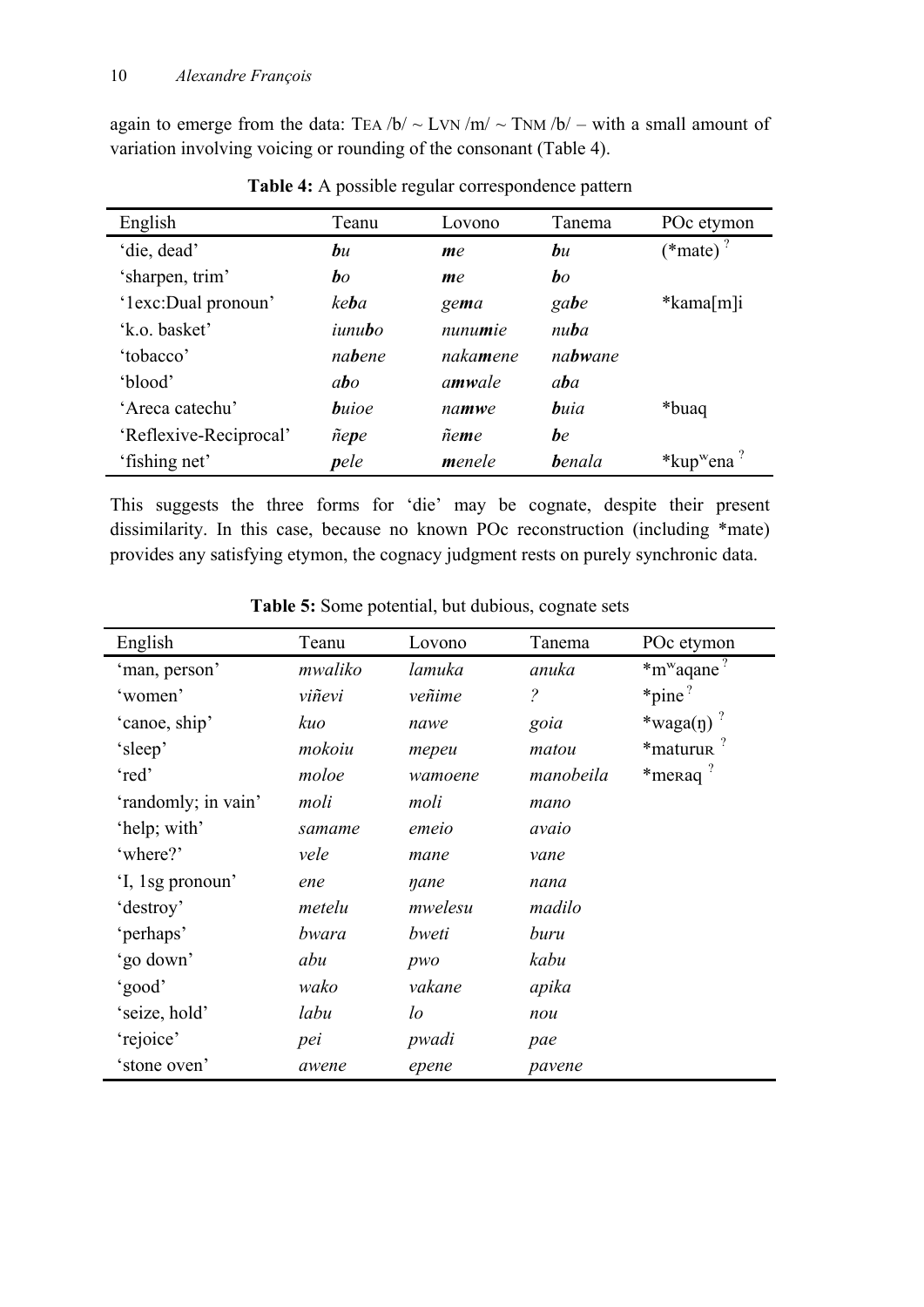again to emerge from the data: TEA /b/ ~ LVN /m/ ~ TNM /b/ – with a small amount of variation involving voicing or rounding of the consonant (Table 4).

**Table 4:** A possible regular correspondence pattern

| English | Teanu | Lovono | Tanema | POc etymon |
|---|---|---|---|---|
| 'die, dead' | ***b**u* | ***m**e* | ***b**u* | (*mate) [?] |
| 'sharpen, trim' | ***b**o* | ***m**e* | ***b**o* | |
| '1exc:Dual pronoun' | *ke**b**a* | *ge**m**a* | *ga**b**e* | *kama[m]i |
| 'k.o. basket' | *iunu**b**o* | *nunu**m**ie* | *nu**b**a* | |
| 'tobacco' | *na**b**ene* | *naka**m**ene* | *na**bw**ane* | |
| 'blood' | *a**b**o* | *a**mw**ale* | *a**b**a* | |
| 'Areca catechu' | ***b**uioe* | *na**mw**e* | ***b**uia* | *buaq |
| 'Reflexive-Reciprocal' | *ñe**p**e* | *ñe**m**e* | ***b**e* | |
| 'fishing net' | ***p**ele* | ***m**enele* | ***b**enala* | *kup$^{w}$ena [?] |

This suggests the three forms for 'die' may be cognate, despite their present dissimilarity. In this case, because no known POc reconstruction (including *mate) provides any satisfying etymon, the cognacy judgment rests on purely synchronic data.

**Table 5:** Some potential, but dubious, cognate sets

| English | Teanu | Lovono | Tanema | POc etymon |
|---|---|---|---|---|
| 'man, person' | *mwaliko* | *lamuka* | *anuka* | *m$^{w}$aqane [?] |
| 'women' | *viñevi* | *veñime* | *?* | *pine [?] |
| 'canoe, ship' | *kuo* | *nawe* | *goia* | *waga(ŋ) [?] |
| 'sleep' | *mokoiu* | *mepeu* | *matou* | *maturuʀ [?] |
| 'red' | *moloe* | *wamoene* | *manobeila* | *meʀaq [?] |
| 'randomly; in vain' | *moli* | *moli* | *mano* | |
| 'help; with' | *samame* | *emeio* | *avaio* | |
| 'where?' | *vele* | *mane* | *vane* | |
| 'I, 1sg pronoun' | *ene* | *ŋane* | *nana* | |
| 'destroy' | *metelu* | *mwelesu* | *madilo* | |
| 'perhaps' | *bwara* | *bweti* | *buru* | |
| 'go down' | *abu* | *pwo* | *kabu* | |
| 'good' | *wako* | *vakane* | *apika* | |
| 'seize, hold' | *labu* | *lo* | *nou* | |
| 'rejoice' | *pei* | *pwadi* | *pae* | |
| 'stone oven' | *awene* | *epene* | *pavene* | |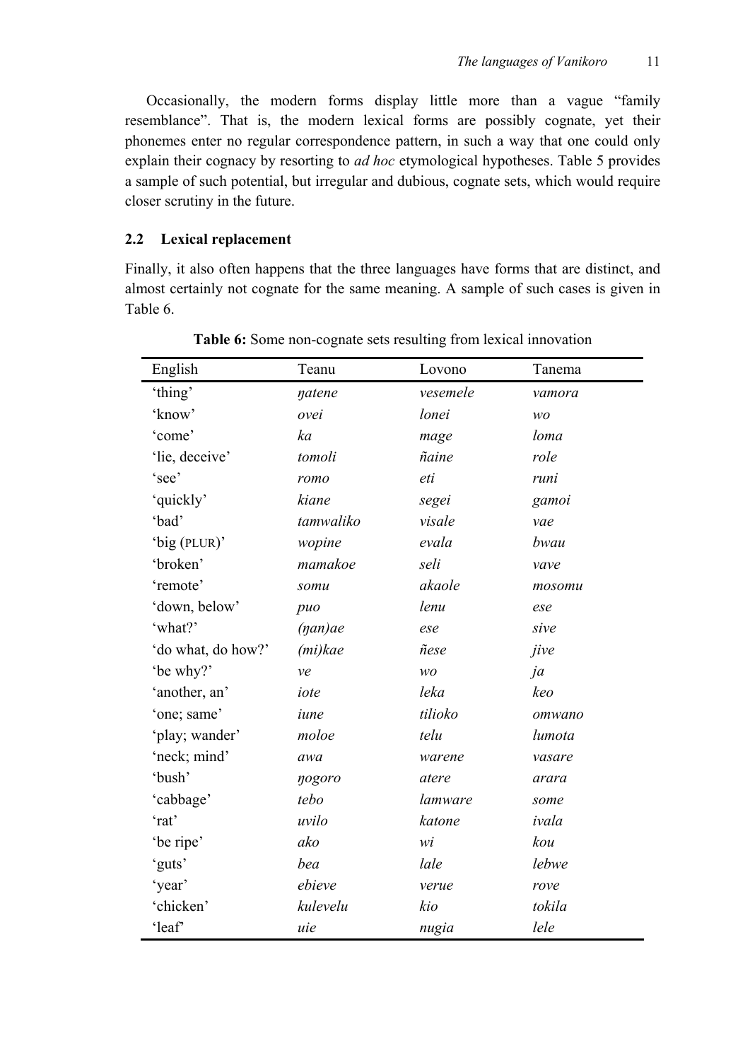Occasionally, the modern forms display little more than a vague "family resemblance". That is, the modern lexical forms are possibly cognate, yet their phonemes enter no regular correspondence pattern, in such a way that one could only explain their cognacy by resorting to *ad hoc* etymological hypotheses. Table 5 provides a sample of such potential, but irregular and dubious, cognate sets, which would require closer scrutiny in the future.

### 2.2 Lexical replacement

Finally, it also often happens that the three languages have forms that are distinct, and almost certainly not cognate for the same meaning. A sample of such cases is given in Table 6.

**Table 6:** Some non-cognate sets resulting from lexical innovation

| English | Teanu | Lovono | Tanema |
|---|---|---|---|
| 'thing' | *ŋatene* | *vesemele* | *vamora* |
| 'know' | *ovei* | *lonei* | *wo* |
| 'come' | *ka* | *mage* | *loma* |
| 'lie, deceive' | *tomoli* | *ñaine* | *role* |
| 'see' | *romo* | *eti* | *runi* |
| 'quickly' | *kiane* | *segei* | *gamoi* |
| 'bad' | *tamwaliko* | *visale* | *vae* |
| 'big (PLUR)' | *wopine* | *evala* | *bwau* |
| 'broken' | *mamakoe* | *seli* | *vave* |
| 'remote' | *somu* | *akaole* | *mosomu* |
| 'down, below' | *puo* | *lenu* | *ese* |
| 'what?' | *(ŋan)ae* | *ese* | *sive* |
| 'do what, do how?' | *(mi)kae* | *ñese* | *jive* |
| 'be why?' | *ve* | *wo* | *ja* |
| 'another, an' | *iote* | *leka* | *keo* |
| 'one; same' | *iune* | *tilioko* | *omwano* |
| 'play; wander' | *moloe* | *telu* | *lumota* |
| 'neck; mind' | *awa* | *warene* | *vasare* |
| 'bush' | *ŋogoro* | *atere* | *arara* |
| 'cabbage' | *tebo* | *lamware* | *some* |
| 'rat' | *uvilo* | *katone* | *ivala* |
| 'be ripe' | *ako* | *wi* | *kou* |
| 'guts' | *bea* | *lale* | *lebwe* |
| 'year' | *ebieve* | *verue* | *rove* |
| 'chicken' | *kulevelu* | *kio* | *tokila* |
| 'leaf' | *uie* | *nugia* | *lele* |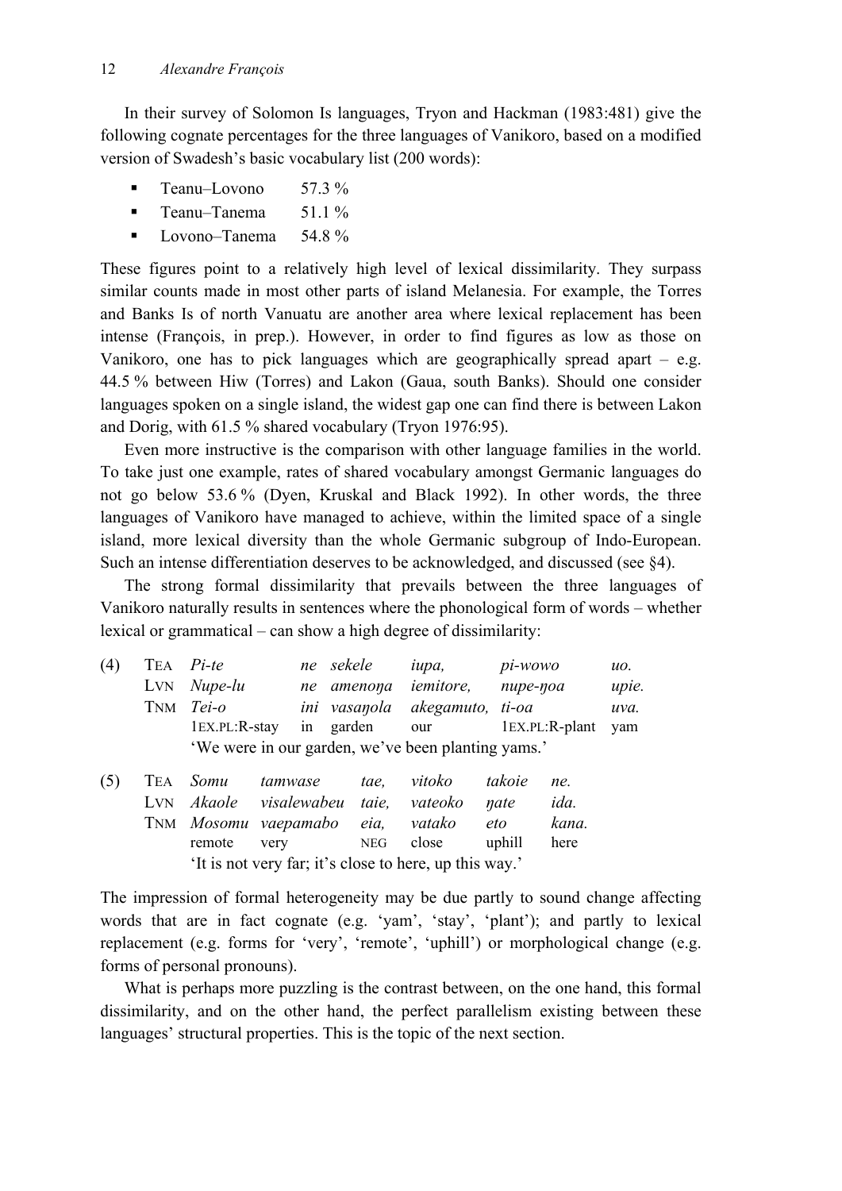In their survey of Solomon Is languages, Tryon and Hackman (1983:481) give the following cognate percentages for the three languages of Vanikoro, based on a modified version of Swadesh's basic vocabulary list (200 words):

- Teanu–Lovono 57.3 %
- Teanu–Tanema 51.1 %
- Lovono–Tanema 54.8 %

These figures point to a relatively high level of lexical dissimilarity. They surpass similar counts made in most other parts of island Melanesia. For example, the Torres and Banks Is of north Vanuatu are another area where lexical replacement has been intense (François, in prep.). However, in order to find figures as low as those on Vanikoro, one has to pick languages which are geographically spread apart – e.g. 44.5 % between Hiw (Torres) and Lakon (Gaua, south Banks). Should one consider languages spoken on a single island, the widest gap one can find there is between Lakon and Dorig, with 61.5 % shared vocabulary (Tryon 1976:95).

Even more instructive is the comparison with other language families in the world. To take just one example, rates of shared vocabulary amongst Germanic languages do not go below 53.6 % (Dyen, Kruskal and Black 1992). In other words, the three languages of Vanikoro have managed to achieve, within the limited space of a single island, more lexical diversity than the whole Germanic subgroup of Indo-European. Such an intense differentiation deserves to be acknowledged, and discussed (see §4).

The strong formal dissimilarity that prevails between the three languages of Vanikoro naturally results in sentences where the phonological form of words – whether lexical or grammatical – can show a high degree of dissimilarity:

(4)

| | | | | | | |
|---|---|---|---|---|---|---|
| TEA | *Pi-te* | *ne* | *sekele* | *iupa,* | *pi-wowo* | *uo.* |
| LVN | *Nupe-lu* | *ne* | *amenoŋa* | *iemitore,* | *nupe-ŋoa* | *upie.* |
| TNM | *Tei-o* | *ini* | *vasaŋola* | *akegamuto,* | *ti-oa* | *uva.* |
| | 1EX.PL:R-stay | in | garden | our | 1EX.PL:R-plant | yam |

'We were in our garden, we've been planting yams.'

(5)

| | | | | | | |
|---|---|---|---|---|---|---|
| TEA | *Somu* | *tamwase* | *tae,* | *vitoko* | *takoie* | *ne.* |
| LVN | *Akaole* | *visalewabeu* | *taie,* | *vateoko* | *ŋate* | *ida.* |
| TNM | *Mosomu* | *vaepamabo* | *eia,* | *vatako* | *eto* | *kana.* |
| | remote | very | NEG | close | uphill | here |

'It is not very far; it's close to here, up this way.'

The impression of formal heterogeneity may be due partly to sound change affecting words that are in fact cognate (e.g. 'yam', 'stay', 'plant'); and partly to lexical replacement (e.g. forms for 'very', 'remote', 'uphill') or morphological change (e.g. forms of personal pronouns).

What is perhaps more puzzling is the contrast between, on the one hand, this formal dissimilarity, and on the other hand, the perfect parallelism existing between these languages' structural properties. This is the topic of the next section.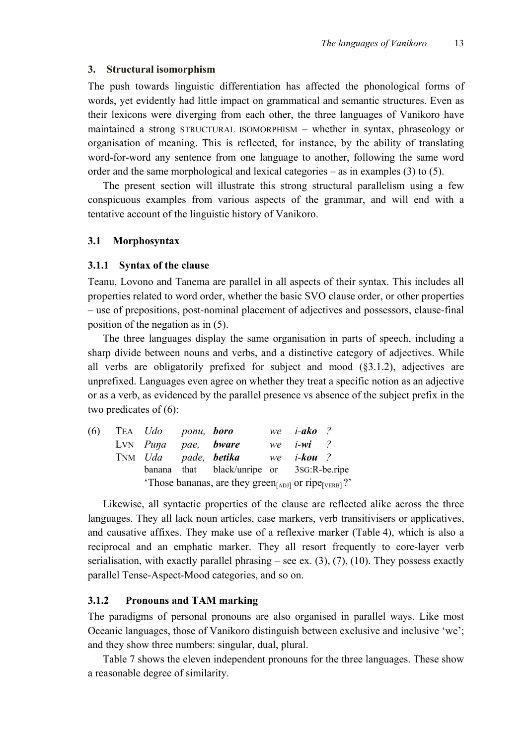## 3. Structural isomorphism

The push towards linguistic differentiation has affected the phonological forms of words, yet evidently had little impact on grammatical and semantic structures. Even as their lexicons were diverging from each other, the three languages of Vanikoro have maintained a strong STRUCTURAL ISOMORPHISM – whether in syntax, phraseology or organisation of meaning. This is reflected, for instance, by the ability of translating word-for-word any sentence from one language to another, following the same word order and the same morphological and lexical categories – as in examples (3) to (5).

The present section will illustrate this strong structural parallelism using a few conspicuous examples from various aspects of the grammar, and will end with a tentative account of the linguistic history of Vanikoro.

### 3.1 Morphosyntax

#### 3.1.1 Syntax of the clause

Teanu, Lovono and Tanema are parallel in all aspects of their syntax. This includes all properties related to word order, whether the basic SVO clause order, or other properties – use of prepositions, post-nominal placement of adjectives and possessors, clause-final position of the negation as in (5).

The three languages display the same organisation in parts of speech, including a sharp divide between nouns and verbs, and a distinctive category of adjectives. While all verbs are obligatorily prefixed for subject and mood (§3.1.2), adjectives are unprefixed. Languages even agree on whether they treat a specific notion as an adjective or as a verb, as evidenced by the parallel presence vs absence of the subject prefix in the two predicates of (6):

| (6) | TEA | *Udo* | *ponu,* | ***boro*** | *we* | *i-**ako*** | *?* |
|---|---|---|---|---|---|---|---|
| | LVN | *Puŋa* | *pae,* | ***bware*** | *we* | *i-**wi*** | *?* |
| | TNM | *Uda* | *pade,* | ***betika*** | *we* | *i-**kou*** | *?* |
| | | banana | that | black/unripe | or | 3SG:R-be.ripe | |

'Those bananas, are they green$_{[ADJ]}$ or ripe$_{[VERB]}$?'

Likewise, all syntactic properties of the clause are reflected alike across the three languages. They all lack noun articles, case markers, verb transitivisers or applicatives, and causative affixes. They make use of a reflexive marker (Table 4), which is also a reciprocal and an emphatic marker. They all resort frequently to core-layer verb serialisation, with exactly parallel phrasing – see ex. (3), (7), (10). They possess exactly parallel Tense-Aspect-Mood categories, and so on.

#### 3.1.2 Pronouns and TAM marking

The paradigms of personal pronouns are also organised in parallel ways. Like most Oceanic languages, those of Vanikoro distinguish between exclusive and inclusive 'we'; and they show three numbers: singular, dual, plural.

Table 7 shows the eleven independent pronouns for the three languages. These show a reasonable degree of similarity.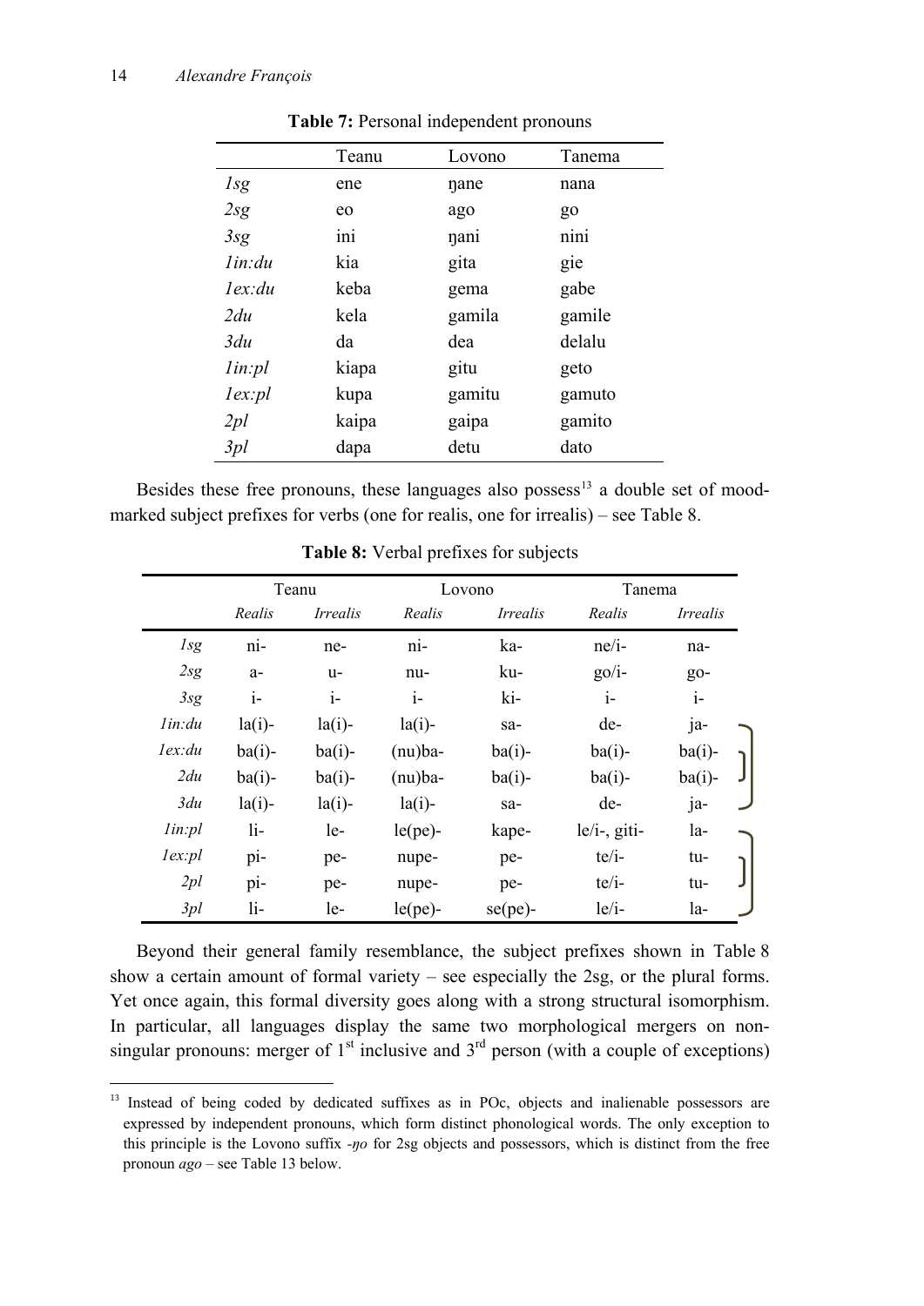**Table 7:** Personal independent pronouns

| | Teanu | Lovono | Tanema |
|---|---|---|---|
| *1sg* | ene | ŋane | nana |
| *2sg* | eo | ago | go |
| *3sg* | ini | ŋani | nini |
| *1in:du* | kia | gita | gie |
| *1ex:du* | keba | gema | gabe |
| *2du* | kela | gamila | gamile |
| *3du* | da | dea | delalu |
| *1in:pl* | kiapa | gitu | geto |
| *1ex:pl* | kupa | gamitu | gamuto |
| *2pl* | kaipa | gaipa | gamito |
| *3pl* | dapa | detu | dato |

Besides these free pronouns, these languages also possess[13] a double set of mood-marked subject prefixes for verbs (one for realis, one for irrealis) – see Table 8.

**Table 8:** Verbal prefixes for subjects

| | Teanu | | Lovono | | Tanema | |
|---|---|---|---|---|---|---|
| | *Realis* | *Irrealis* | *Realis* | *Irrealis* | *Realis* | *Irrealis* |
| *1sg* | ni- | ne- | ni- | ka- | ne/i- | na- |
| *2sg* | a- | u- | nu- | ku- | go/i- | go- |
| *3sg* | i- | i- | i- | ki- | i- | i- |
| *1in:du* | la(i)- | la(i)- | la(i)- | sa- | de- | ja- |
| *1ex:du* | ba(i)- | ba(i)- | (nu)ba- | ba(i)- | ba(i)- | ba(i)- |
| *2du* | ba(i)- | ba(i)- | (nu)ba- | ba(i)- | ba(i)- | ba(i)- |
| *3du* | la(i)- | la(i)- | la(i)- | sa- | de- | ja- |
| *1in:pl* | li- | le- | le(pe)- | kape- | le/i-, giti- | la- |
| *1ex:pl* | pi- | pe- | nupe- | pe- | te/i- | tu- |
| *2pl* | pi- | pe- | nupe- | pe- | te/i- | tu- |
| *3pl* | li- | le- | le(pe)- | se(pe)- | le/i- | la- |

Beyond their general family resemblance, the subject prefixes shown in Table 8 show a certain amount of formal variety – see especially the 2sg, or the plural forms. Yet once again, this formal diversity goes along with a strong structural isomorphism. In particular, all languages display the same two morphological mergers on non-singular pronouns: merger of 1st inclusive and 3rd person (with a couple of exceptions)

[13] Instead of being coded by dedicated suffixes as in POc, objects and inalienable possessors are expressed by independent pronouns, which form distinct phonological words. The only exception to this principle is the Lovono suffix *-ŋo* for 2sg objects and possessors, which is distinct from the free pronoun *ago* – see Table 13 below.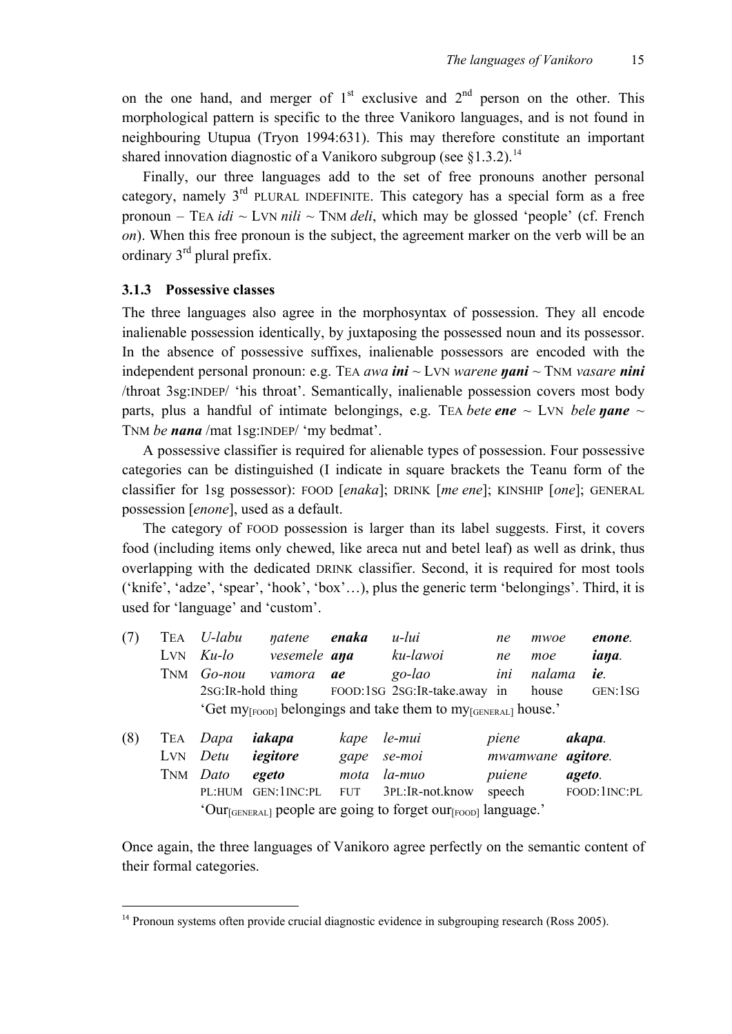on the one hand, and merger of 1st exclusive and 2nd person on the other. This morphological pattern is specific to the three Vanikoro languages, and is not found in neighbouring Utupua (Tryon 1994:631). This may therefore constitute an important shared innovation diagnostic of a Vanikoro subgroup (see §1.3.2).[14]

Finally, our three languages add to the set of free pronouns another personal category, namely 3rd PLURAL INDEFINITE. This category has a special form as a free pronoun – TEA *idi* ~ LVN *nili* ~ TNM *deli*, which may be glossed 'people' (cf. French *on*). When this free pronoun is the subject, the agreement marker on the verb will be an ordinary 3rd plural prefix.

### 3.1.3 Possessive classes

The three languages also agree in the morphosyntax of possession. They all encode inalienable possession identically, by juxtaposing the possessed noun and its possessor. In the absence of possessive suffixes, inalienable possessors are encoded with the independent personal pronoun: e.g. TEA *awa* ***ini*** ~ LVN *warene* ***ŋani*** ~ TNM *vasare* ***nini*** /throat 3sg:INDEP/ 'his throat'. Semantically, inalienable possession covers most body parts, plus a handful of intimate belongings, e.g. TEA *bete* ***ene*** ~ LVN *bele* ***ŋane*** ~ TNM *be* ***nana*** /mat 1sg:INDEP/ 'my bedmat'.

A possessive classifier is required for alienable types of possession. Four possessive categories can be distinguished (I indicate in square brackets the Teanu form of the classifier for 1sg possessor): FOOD [*enaka*]; DRINK [*me ene*]; KINSHIP [*one*]; GENERAL possession [*enone*], used as a default.

The category of FOOD possession is larger than its label suggests. First, it covers food (including items only chewed, like areca nut and betel leaf) as well as drink, thus overlapping with the dedicated DRINK classifier. Second, it is required for most tools ('knife', 'adze', 'spear', 'hook', 'box'…), plus the generic term 'belongings'. Third, it is used for 'language' and 'custom'.

(7)

| | | | | | | | |
|---|---|---|---|---|---|---|---|
| TEA | *U-labu* | *ŋatene* | ***enaka*** | *u-lui* | *ne* | *mwoe* | ***enone.*** |
| LVN | *Ku-lo* | *vesemele* | ***aŋa*** | *ku-lawoi* | *ne* | *moe* | ***iaŋa.*** |
| TNM | *Go-nou* | *vamora* | ***ae*** | *go-lao* | *ini* | *nalama* | ***ie.*** |
| | 2SG:IR-hold | thing | FOOD:1SG | 2SG:IR-take.away | in | house | GEN:1SG |

'Get my[FOOD] belongings and take them to my[GENERAL] house.'

(8)

| | | | | | | |
|---|---|---|---|---|---|---|
| TEA | *Dapa* | ***iakapa*** | *kape* | *le-mui* | *piene* | ***akapa.*** |
| LVN | *Detu* | ***iegitore*** | *gape* | *se-moi* | *mwamwane* | ***agitore.*** |
| TNM | *Dato* | ***egeto*** | *mota* | *la-muo* | *puiene* | ***ageto.*** |
| | PL:HUM | GEN:1INC:PL | FUT | 3PL:IR-not.know | speech | FOOD:1INC:PL |

'Our[GENERAL] people are going to forget our[FOOD] language.'

Once again, the three languages of Vanikoro agree perfectly on the semantic content of their formal categories.

[14] Pronoun systems often provide crucial diagnostic evidence in subgrouping research (Ross 2005).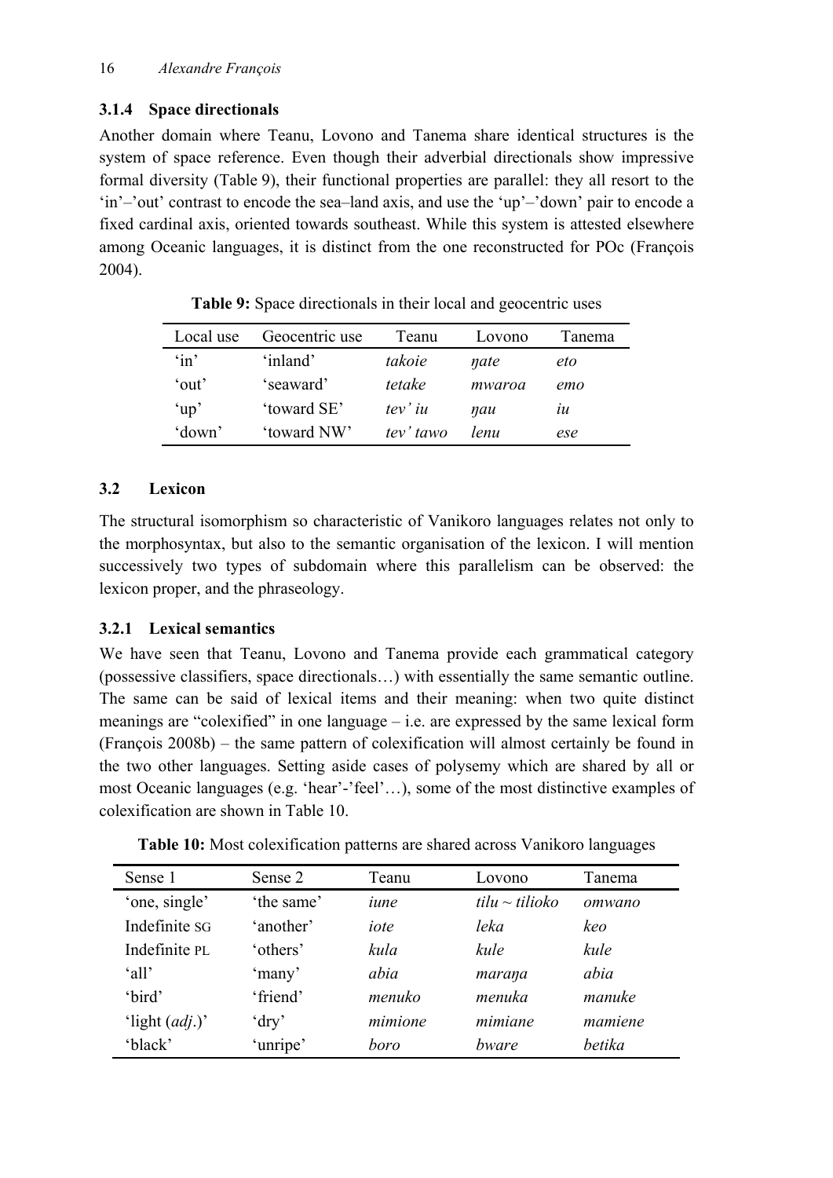### 3.1.4 Space directionals

Another domain where Teanu, Lovono and Tanema share identical structures is the system of space reference. Even though their adverbial directionals show impressive formal diversity (Table 9), their functional properties are parallel: they all resort to the 'in'–'out' contrast to encode the sea–land axis, and use the 'up'–'down' pair to encode a fixed cardinal axis, oriented towards southeast. While this system is attested elsewhere among Oceanic languages, it is distinct from the one reconstructed for POc (François 2004).

**Table 9:** Space directionals in their local and geocentric uses

| Local use | Geocentric use | Teanu | Lovono | Tanema |
|---|---|---|---|---|
| 'in' | 'inland' | *takoie* | *ŋate* | *eto* |
| 'out' | 'seaward' | *tetake* | *mwaroa* | *emo* |
| 'up' | 'toward SE' | *tev' iu* | *ŋau* | *iu* |
| 'down' | 'toward NW' | *tev' tawo* | *lenu* | *ese* |

## 3.2 Lexicon

The structural isomorphism so characteristic of Vanikoro languages relates not only to the morphosyntax, but also to the semantic organisation of the lexicon. I will mention successively two types of subdomain where this parallelism can be observed: the lexicon proper, and the phraseology.

### 3.2.1 Lexical semantics

We have seen that Teanu, Lovono and Tanema provide each grammatical category (possessive classifiers, space directionals…) with essentially the same semantic outline. The same can be said of lexical items and their meaning: when two quite distinct meanings are "colexified" in one language – i.e. are expressed by the same lexical form (François 2008b) – the same pattern of colexification will almost certainly be found in the two other languages. Setting aside cases of polysemy which are shared by all or most Oceanic languages (e.g. 'hear'-'feel'…), some of the most distinctive examples of colexification are shown in Table 10.

**Table 10:** Most colexification patterns are shared across Vanikoro languages

| Sense 1 | Sense 2 | Teanu | Lovono | Tanema |
|---|---|---|---|---|
| 'one, single' | 'the same' | *iune* | *tilu ~ tilioko* | *omwano* |
| Indefinite SG | 'another' | *iote* | *leka* | *keo* |
| Indefinite PL | 'others' | *kula* | *kule* | *kule* |
| 'all' | 'many' | *abia* | *maraŋa* | *abia* |
| 'bird' | 'friend' | *menuko* | *menuka* | *manuke* |
| 'light (*adj*.)' | 'dry' | *mimione* | *mimiane* | *mamiene* |
| 'black' | 'unripe' | *boro* | *bware* | *betika* |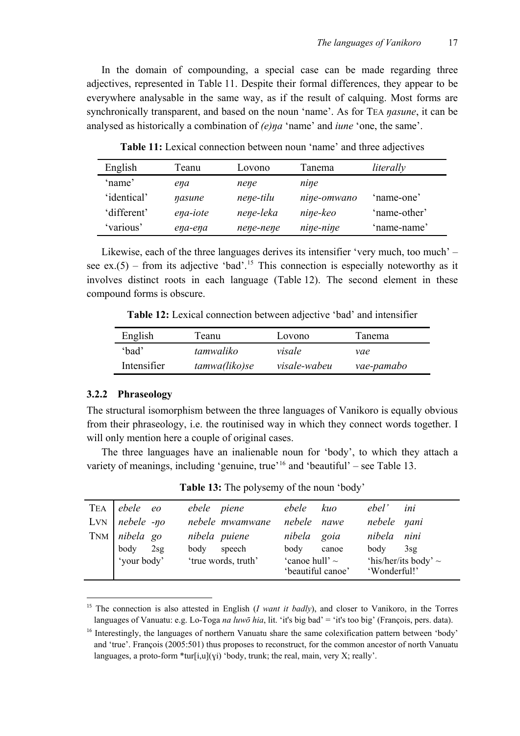In the domain of compounding, a special case can be made regarding three adjectives, represented in Table 11. Despite their formal differences, they appear to be everywhere analysable in the same way, as if the result of calquing. Most forms are synchronically transparent, and based on the noun 'name'. As for TEA *ŋasune*, it can be analysed as historically a combination of *(e)ŋa* 'name' and *iune* 'one, the same'.

**Table 11:** Lexical connection between noun 'name' and three adjectives

| English | Teanu | Lovono | Tanema | *literally* |
|---|---|---|---|---|
| 'name' | *eŋa* | *neŋe* | *niŋe* | |
| 'identical' | *ŋasune* | *neŋe-tilu* | *niŋe-omwano* | 'name-one' |
| 'different' | *eŋa-iote* | *neŋe-leka* | *niŋe-keo* | 'name-other' |
| 'various' | *eŋa-eŋa* | *neŋe-neŋe* | *niŋe-niŋe* | 'name-name' |

Likewise, each of the three languages derives its intensifier 'very much, too much' – see ex.(5) – from its adjective 'bad'.[15] This connection is especially noteworthy as it involves distinct roots in each language (Table 12). The second element in these compound forms is obscure.

**Table 12:** Lexical connection between adjective 'bad' and intensifier

| English | Teanu | Lovono | Tanema |
|---|---|---|---|
| 'bad' | *tamwaliko* | *visale* | *vae* |
| Intensifier | *tamwa(liko)se* | *visale-wabeu* | *vae-pamabo* |

### 3.2.2 Phraseology

The structural isomorphism between the three languages of Vanikoro is equally obvious from their phraseology, i.e. the routinised way in which they connect words together. I will only mention here a couple of original cases.

The three languages have an inalienable noun for 'body', to which they attach a variety of meanings, including 'genuine, true'[16] and 'beautiful' – see Table 13.

**Table 13:** The polysemy of the noun 'body'

| | | | | | | | | |
|---|---|---|---|---|---|---|---|---|
| TEA | *ebele* | *eo* | *ebele* | *piene* | *ebele* | *kuo* | *ebel'* | *ini* |
| LVN | *nebele* | *-ŋo* | *nebele* | *mwamwane* | *nebele* | *nawe* | *nebele* | *ŋani* |
| TNM | *nibela* | *go* | *nibela* | *puiene* | *nibela* | *goia* | *nibela* | *nini* |
| | body | 2sg | body | speech | body | canoe | body | 3sg |
| | 'your body' | | 'true words, truth' | | 'canoe hull' ~ 'beautiful canoe' | | 'his/her/its body' ~ 'Wonderful!' | |

---

[15] The connection is also attested in English (*I want it badly*), and closer to Vanikoro, in the Torres languages of Vanuatu: e.g. Lo-Toga *na luwō hia*, lit. 'it's big bad' = 'it's too big' (François, pers. data).

[16] Interestingly, the languages of northern Vanuatu share the same colexification pattern between 'body' and 'true'. François (2005:501) thus proposes to reconstruct, for the common ancestor of north Vanuatu languages, a proto-form *tur[i,u](ɣi) 'body, trunk; the real, main, very X; really'.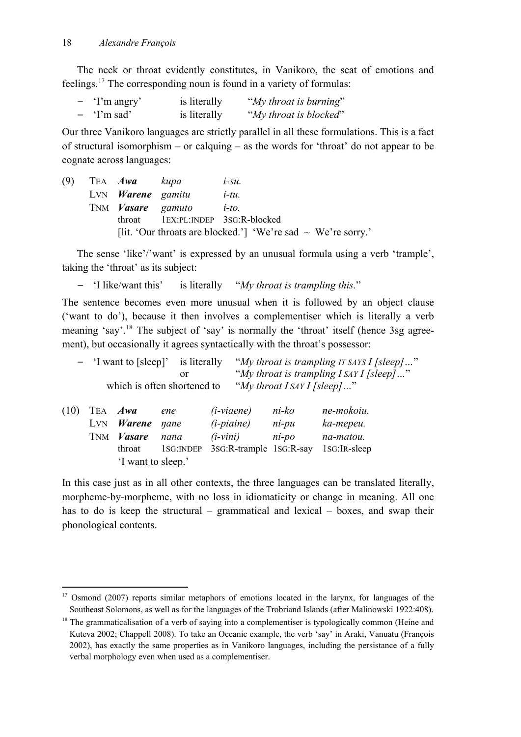The neck or throat evidently constitutes, in Vanikoro, the seat of emotions and feelings.[17] The corresponding noun is found in a variety of formulas:

- 'I'm angry' is literally "*My throat is burning*"
- 'I'm sad' is literally "*My throat is blocked*"

Our three Vanikoro languages are strictly parallel in all these formulations. This is a fact of structural isomorphism – or calquing – as the words for 'throat' do not appear to be cognate across languages:

(9)

| | | | |
|---|---|---|---|
| TEA | ***Awa*** | *kupa* | *i-su.* |
| LVN | ***Warene*** | *gamitu* | *i-tu.* |
| TNM | ***Vasare*** | *gamuto* | *i-to.* |
| | throat | 1EX:PL:INDEP | 3SG:R-blocked |

[lit. 'Our throats are blocked.'] 'We're sad ~ We're sorry.'

The sense 'like'/'want' is expressed by an unusual formula using a verb 'trample', taking the 'throat' as its subject:

- 'I like/want this' is literally "*My throat is trampling this.*"

The sentence becomes even more unusual when it is followed by an object clause ('want to do'), because it then involves a complementiser which is literally a verb meaning 'say'.[18] The subject of 'say' is normally the 'throat' itself (hence 3sg agreement), but occasionally it agrees syntactically with the throat's possessor:

- 'I want to [sleep]' is literally "*My throat is trampling IT SAYS I [sleep]…*"
  or "*My throat is trampling I SAY I [sleep]…*"
  which is often shortened to "*My throat I SAY I [sleep]…*"

(10)

| | | | | | |
|---|---|---|---|---|---|
| TEA | ***Awa*** | *ene* | *(i-viaene)* | *ni-ko* | *ne-mokoiu.* |
| LVN | ***Warene*** | *ŋane* | *(i-piaine)* | *ni-pu* | *ka-mepeu.* |
| TNM | ***Vasare*** | *nana* | *(i-vini)* | *ni-po* | *na-matou.* |
| | throat | 1SG:INDEP | 3SG:R-trample | 1SG:R-say | 1SG:IR-sleep |

'I want to sleep.'

In this case just as in all other contexts, the three languages can be translated literally, morpheme-by-morpheme, with no loss in idiomaticity or change in meaning. All one has to do is keep the structural – grammatical and lexical – boxes, and swap their phonological contents.

---

[17] Osmond (2007) reports similar metaphors of emotions located in the larynx, for languages of the Southeast Solomons, as well as for the languages of the Trobriand Islands (after Malinowski 1922:408).

[18] The grammaticalisation of a verb of saying into a complementiser is typologically common (Heine and Kuteva 2002; Chappell 2008). To take an Oceanic example, the verb 'say' in Araki, Vanuatu (François 2002), has exactly the same properties as in Vanikoro languages, including the persistance of a fully verbal morphology even when used as a complementiser.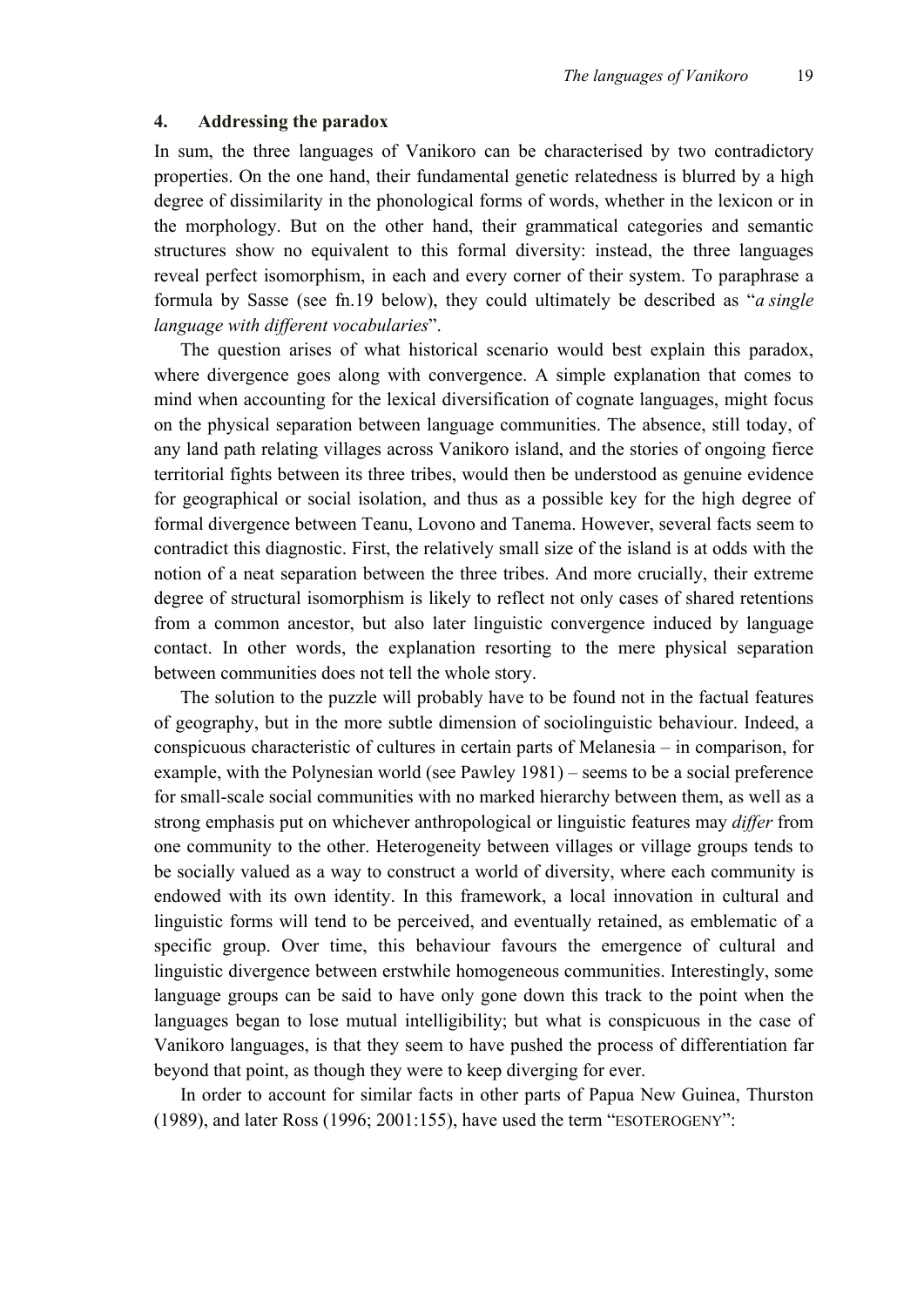## 4. Addressing the paradox

In sum, the three languages of Vanikoro can be characterised by two contradictory properties. On the one hand, their fundamental genetic relatedness is blurred by a high degree of dissimilarity in the phonological forms of words, whether in the lexicon or in the morphology. But on the other hand, their grammatical categories and semantic structures show no equivalent to this formal diversity: instead, the three languages reveal perfect isomorphism, in each and every corner of their system. To paraphrase a formula by Sasse (see fn.19 below), they could ultimately be described as "*a single language with different vocabularies*".

The question arises of what historical scenario would best explain this paradox, where divergence goes along with convergence. A simple explanation that comes to mind when accounting for the lexical diversification of cognate languages, might focus on the physical separation between language communities. The absence, still today, of any land path relating villages across Vanikoro island, and the stories of ongoing fierce territorial fights between its three tribes, would then be understood as genuine evidence for geographical or social isolation, and thus as a possible key for the high degree of formal divergence between Teanu, Lovono and Tanema. However, several facts seem to contradict this diagnostic. First, the relatively small size of the island is at odds with the notion of a neat separation between the three tribes. And more crucially, their extreme degree of structural isomorphism is likely to reflect not only cases of shared retentions from a common ancestor, but also later linguistic convergence induced by language contact. In other words, the explanation resorting to the mere physical separation between communities does not tell the whole story.

The solution to the puzzle will probably have to be found not in the factual features of geography, but in the more subtle dimension of sociolinguistic behaviour. Indeed, a conspicuous characteristic of cultures in certain parts of Melanesia – in comparison, for example, with the Polynesian world (see Pawley 1981) – seems to be a social preference for small-scale social communities with no marked hierarchy between them, as well as a strong emphasis put on whichever anthropological or linguistic features may *differ* from one community to the other. Heterogeneity between villages or village groups tends to be socially valued as a way to construct a world of diversity, where each community is endowed with its own identity. In this framework, a local innovation in cultural and linguistic forms will tend to be perceived, and eventually retained, as emblematic of a specific group. Over time, this behaviour favours the emergence of cultural and linguistic divergence between erstwhile homogeneous communities. Interestingly, some language groups can be said to have only gone down this track to the point when the languages began to lose mutual intelligibility; but what is conspicuous in the case of Vanikoro languages, is that they seem to have pushed the process of differentiation far beyond that point, as though they were to keep diverging for ever.

In order to account for similar facts in other parts of Papua New Guinea, Thurston (1989), and later Ross (1996; 2001:155), have used the term "ESOTEROGENY":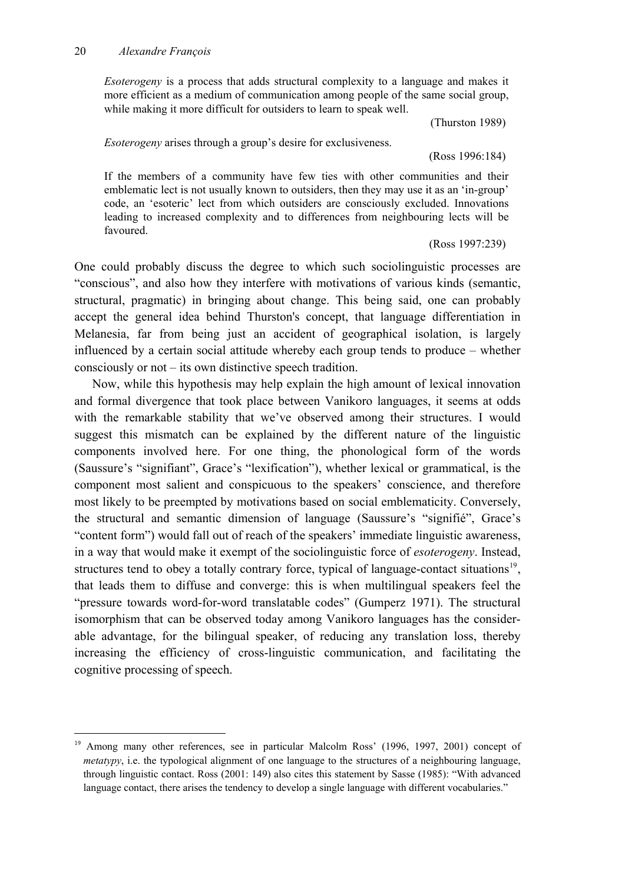> *Esoterogeny* is a process that adds structural complexity to a language and makes it more efficient as a medium of communication among people of the same social group, while making it more difficult for outsiders to learn to speak well.
>
> (Thurston 1989)

> *Esoterogeny* arises through a group's desire for exclusiveness.
>
> (Ross 1996:184)

> If the members of a community have few ties with other communities and their emblematic lect is not usually known to outsiders, then they may use it as an 'in-group' code, an 'esoteric' lect from which outsiders are consciously excluded. Innovations leading to increased complexity and to differences from neighbouring lects will be favoured.
>
> (Ross 1997:239)

One could probably discuss the degree to which such sociolinguistic processes are "conscious", and also how they interfere with motivations of various kinds (semantic, structural, pragmatic) in bringing about change. This being said, one can probably accept the general idea behind Thurston's concept, that language differentiation in Melanesia, far from being just an accident of geographical isolation, is largely influenced by a certain social attitude whereby each group tends to produce – whether consciously or not – its own distinctive speech tradition.

Now, while this hypothesis may help explain the high amount of lexical innovation and formal divergence that took place between Vanikoro languages, it seems at odds with the remarkable stability that we've observed among their structures. I would suggest this mismatch can be explained by the different nature of the linguistic components involved here. For one thing, the phonological form of the words (Saussure's "signifiant", Grace's "lexification"), whether lexical or grammatical, is the component most salient and conspicuous to the speakers' conscience, and therefore most likely to be preempted by motivations based on social emblematicity. Conversely, the structural and semantic dimension of language (Saussure's "signifié", Grace's "content form") would fall out of reach of the speakers' immediate linguistic awareness, in a way that would make it exempt of the sociolinguistic force of *esoterogeny*. Instead, structures tend to obey a totally contrary force, typical of language-contact situations[19], that leads them to diffuse and converge: this is when multilingual speakers feel the "pressure towards word-for-word translatable codes" (Gumperz 1971). The structural isomorphism that can be observed today among Vanikoro languages has the considerable advantage, for the bilingual speaker, of reducing any translation loss, thereby increasing the efficiency of cross-linguistic communication, and facilitating the cognitive processing of speech.

---

[19] Among many other references, see in particular Malcolm Ross' (1996, 1997, 2001) concept of *metatypy*, i.e. the typological alignment of one language to the structures of a neighbouring language, through linguistic contact. Ross (2001: 149) also cites this statement by Sasse (1985): "With advanced language contact, there arises the tendency to develop a single language with different vocabularies."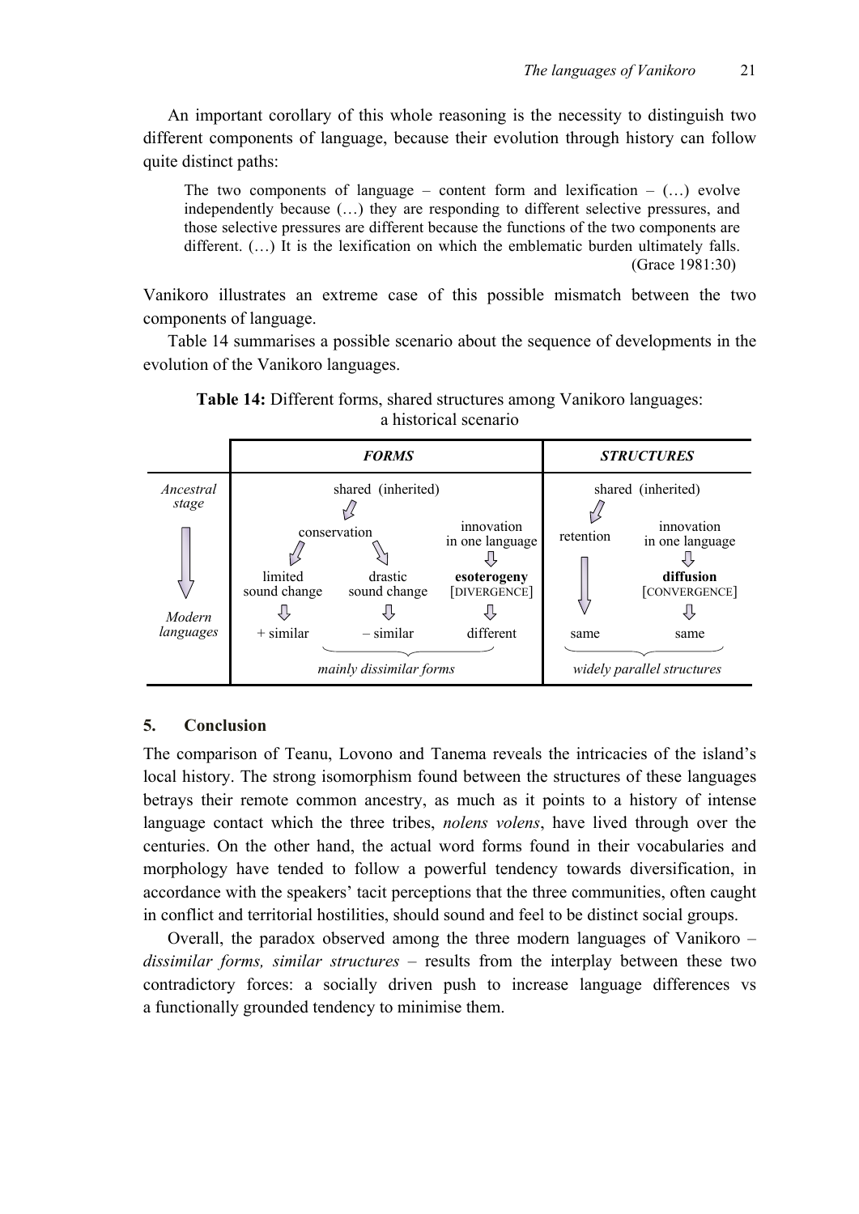An important corollary of this whole reasoning is the necessity to distinguish two different components of language, because their evolution through history can follow quite distinct paths:

> The two components of language – content form and lexification – (…) evolve independently because (…) they are responding to different selective pressures, and those selective pressures are different because the functions of the two components are different. (…) It is the lexification on which the emblematic burden ultimately falls. (Grace 1981:30)

Vanikoro illustrates an extreme case of this possible mismatch between the two components of language.

Table 14 summarises a possible scenario about the sequence of developments in the evolution of the Vanikoro languages.

**Table 14:** Different forms, shared structures among Vanikoro languages: a historical scenario

| | ***FORMS*** | | | ***STRUCTURES*** | |
|---|---|---|---|---|---|
| *Ancestral stage* | shared (inherited) | | | shared (inherited) | |
| | conservation | | innovation in one language | retention | innovation in one language |
| ↓ | limited sound change | drastic sound change | **esoterogeny** [DIVERGENCE] | ↓ | **diffusion** [CONVERGENCE] |
| *Modern languages* | + similar | – similar | different | same | same |
| | *mainly dissimilar forms* | | | *widely parallel structures* | |

## 5. Conclusion

The comparison of Teanu, Lovono and Tanema reveals the intricacies of the island's local history. The strong isomorphism found between the structures of these languages betrays their remote common ancestry, as much as it points to a history of intense language contact which the three tribes, *nolens volens*, have lived through over the centuries. On the other hand, the actual word forms found in their vocabularies and morphology have tended to follow a powerful tendency towards diversification, in accordance with the speakers' tacit perceptions that the three communities, often caught in conflict and territorial hostilities, should sound and feel to be distinct social groups.

Overall, the paradox observed among the three modern languages of Vanikoro – *dissimilar forms, similar structures* – results from the interplay between these two contradictory forces: a socially driven push to increase language differences vs a functionally grounded tendency to minimise them.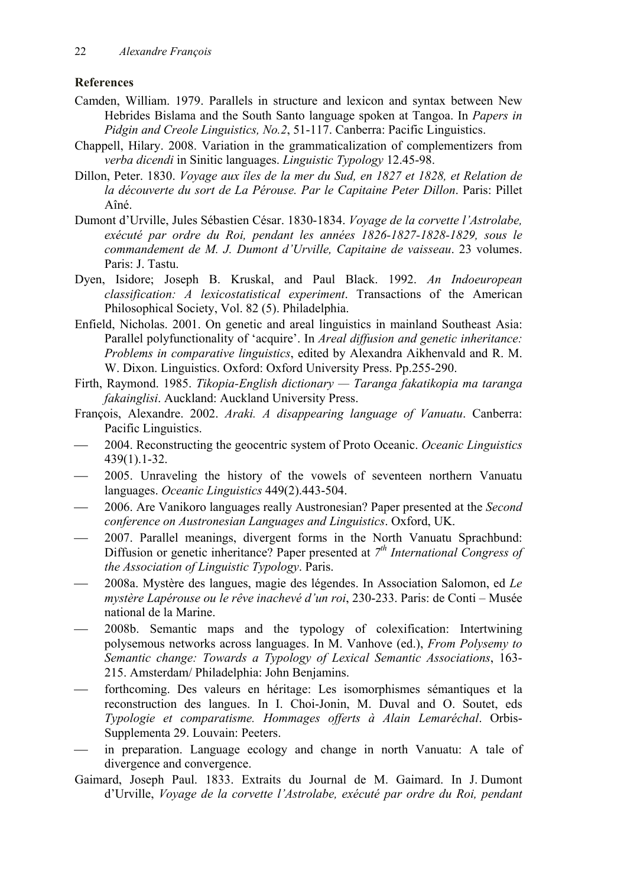**References**

Camden, William. 1979. Parallels in structure and lexicon and syntax between New Hebrides Bislama and the South Santo language spoken at Tangoa. In *Papers in Pidgin and Creole Linguistics, No.2*, 51-117. Canberra: Pacific Linguistics.

Chappell, Hilary. 2008. Variation in the grammaticalization of complementizers from *verba dicendi* in Sinitic languages. *Linguistic Typology* 12.45-98.

Dillon, Peter. 1830. *Voyage aux îles de la mer du Sud, en 1827 et 1828, et Relation de la découverte du sort de La Pérouse. Par le Capitaine Peter Dillon*. Paris: Pillet Aîné.

Dumont d'Urville, Jules Sébastien César. 1830-1834. *Voyage de la corvette l'Astrolabe, exécuté par ordre du Roi, pendant les années 1826-1827-1828-1829, sous le commandement de M. J. Dumont d'Urville, Capitaine de vaisseau*. 23 volumes. Paris: J. Tastu.

Dyen, Isidore; Joseph B. Kruskal, and Paul Black. 1992. *An Indoeuropean classification: A lexicostatistical experiment*. Transactions of the American Philosophical Society, Vol. 82 (5). Philadelphia.

Enfield, Nicholas. 2001. On genetic and areal linguistics in mainland Southeast Asia: Parallel polyfunctionality of 'acquire'. In *Areal diffusion and genetic inheritance: Problems in comparative linguistics*, edited by Alexandra Aikhenvald and R. M. W. Dixon. Linguistics. Oxford: Oxford University Press. Pp.255-290.

Firth, Raymond. 1985. *Tikopia-English dictionary — Taranga fakatikopia ma taranga fakainglisi*. Auckland: Auckland University Press.

François, Alexandre. 2002. *Araki. A disappearing language of Vanuatu*. Canberra: Pacific Linguistics.

— 2004. Reconstructing the geocentric system of Proto Oceanic. *Oceanic Linguistics* 439(1).1-32.

— 2005. Unraveling the history of the vowels of seventeen northern Vanuatu languages. *Oceanic Linguistics* 449(2).443-504.

— 2006. Are Vanikoro languages really Austronesian? Paper presented at the *Second conference on Austronesian Languages and Linguistics*. Oxford, UK.

— 2007. Parallel meanings, divergent forms in the North Vanuatu Sprachbund: Diffusion or genetic inheritance? Paper presented at *7th International Congress of the Association of Linguistic Typology*. Paris.

— 2008a. Mystère des langues, magie des légendes. In Association Salomon, ed *Le mystère Lapérouse ou le rêve inachevé d'un roi*, 230-233. Paris: de Conti – Musée national de la Marine.

— 2008b. Semantic maps and the typology of colexification: Intertwining polysemous networks across languages. In M. Vanhove (ed.), *From Polysemy to Semantic change: Towards a Typology of Lexical Semantic Associations*, 163-215. Amsterdam/ Philadelphia: John Benjamins.

— forthcoming. Des valeurs en héritage: Les isomorphismes sémantiques et la reconstruction des langues. In I. Choi-Jonin, M. Duval and O. Soutet, eds *Typologie et comparatisme. Hommages offerts à Alain Lemaréchal*. Orbis-Supplementa 29. Louvain: Peeters.

— in preparation. Language ecology and change in north Vanuatu: A tale of divergence and convergence.

Gaimard, Joseph Paul. 1833. Extraits du Journal de M. Gaimard. In J. Dumont d'Urville, *Voyage de la corvette l'Astrolabe, exécuté par ordre du Roi, pendant*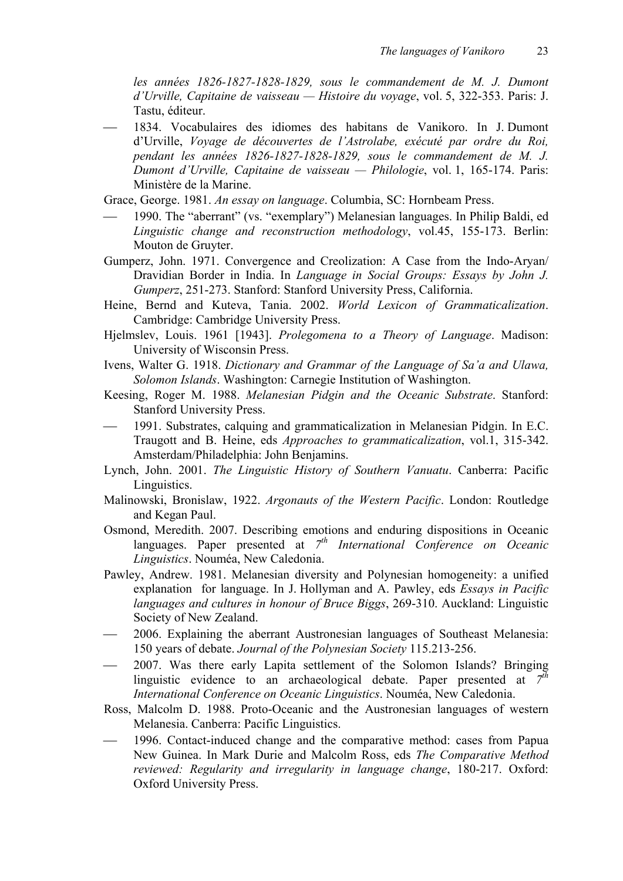*les années 1826-1827-1828-1829, sous le commandement de M. J. Dumont d'Urville, Capitaine de vaisseau — Histoire du voyage*, vol. 5, 322-353. Paris: J. Tastu, éditeur.

— 1834. Vocabulaires des idiomes des habitans de Vanikoro. In J. Dumont d'Urville, *Voyage de découvertes de l'Astrolabe, exécuté par ordre du Roi, pendant les années 1826-1827-1828-1829, sous le commandement de M. J. Dumont d'Urville, Capitaine de vaisseau — Philologie*, vol. 1, 165-174. Paris: Ministère de la Marine.

Grace, George. 1981. *An essay on language*. Columbia, SC: Hornbeam Press.

— 1990. The "aberrant" (vs. "exemplary") Melanesian languages. In Philip Baldi, ed *Linguistic change and reconstruction methodology*, vol.45, 155-173. Berlin: Mouton de Gruyter.

Gumperz, John. 1971. Convergence and Creolization: A Case from the Indo-Aryan/ Dravidian Border in India. In *Language in Social Groups: Essays by John J. Gumperz*, 251-273. Stanford: Stanford University Press, California.

Heine, Bernd and Kuteva, Tania. 2002. *World Lexicon of Grammaticalization*. Cambridge: Cambridge University Press.

Hjelmslev, Louis. 1961 [1943]. *Prolegomena to a Theory of Language*. Madison: University of Wisconsin Press.

Ivens, Walter G. 1918. *Dictionary and Grammar of the Language of Sa'a and Ulawa, Solomon Islands*. Washington: Carnegie Institution of Washington.

Keesing, Roger M. 1988. *Melanesian Pidgin and the Oceanic Substrate*. Stanford: Stanford University Press.

— 1991. Substrates, calquing and grammaticalization in Melanesian Pidgin. In E.C. Traugott and B. Heine, eds *Approaches to grammaticalization*, vol.1, 315-342. Amsterdam/Philadelphia: John Benjamins.

Lynch, John. 2001. *The Linguistic History of Southern Vanuatu*. Canberra: Pacific Linguistics.

Malinowski, Bronislaw, 1922. *Argonauts of the Western Pacific*. London: Routledge and Kegan Paul.

Osmond, Meredith. 2007. Describing emotions and enduring dispositions in Oceanic languages. Paper presented at *7th International Conference on Oceanic Linguistics*. Nouméa, New Caledonia.

Pawley, Andrew. 1981. Melanesian diversity and Polynesian homogeneity: a unified explanation for language. In J. Hollyman and A. Pawley, eds *Essays in Pacific languages and cultures in honour of Bruce Biggs*, 269-310. Auckland: Linguistic Society of New Zealand.

— 2006. Explaining the aberrant Austronesian languages of Southeast Melanesia: 150 years of debate. *Journal of the Polynesian Society* 115.213-256.

— 2007. Was there early Lapita settlement of the Solomon Islands? Bringing linguistic evidence to an archaeological debate. Paper presented at *7th International Conference on Oceanic Linguistics*. Nouméa, New Caledonia.

Ross, Malcolm D. 1988. Proto-Oceanic and the Austronesian languages of western Melanesia. Canberra: Pacific Linguistics.

— 1996. Contact-induced change and the comparative method: cases from Papua New Guinea. In Mark Durie and Malcolm Ross, eds *The Comparative Method reviewed: Regularity and irregularity in language change*, 180-217. Oxford: Oxford University Press.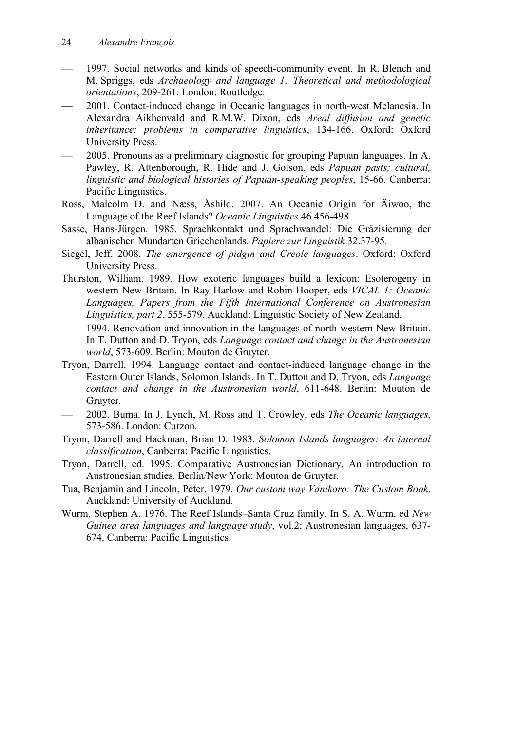— 1997. Social networks and kinds of speech-community event. In R. Blench and M. Spriggs, eds *Archaeology and language 1: Theoretical and methodological orientations*, 209-261. London: Routledge.

— 2001. Contact-induced change in Oceanic languages in north-west Melanesia. In Alexandra Aikhenvald and R.M.W. Dixon, eds *Areal diffusion and genetic inheritance: problems in comparative linguistics*, 134-166. Oxford: Oxford University Press.

— 2005. Pronouns as a preliminary diagnostic for grouping Papuan languages. In A. Pawley, R. Attenborough, R. Hide and J. Golson, eds *Papuan pasts: cultural, linguistic and biological histories of Papuan-speaking peoples*, 15-66. Canberra: Pacific Linguistics.

Ross, Malcolm D. and Næss, Åshild. 2007. An Oceanic Origin for Äiwoo, the Language of the Reef Islands? *Oceanic Linguistics* 46.456-498.

Sasse, Hans-Jürgen. 1985. Sprachkontakt und Sprachwandel: Die Gräzisierung der albanischen Mundarten Griechenlands. *Papiere zur Linguistik* 32.37-95.

Siegel, Jeff. 2008. *The emergence of pidgin and Creole languages*. Oxford: Oxford University Press.

Thurston, William. 1989. How exoteric languages build a lexicon: Esoterogeny in western New Britain. In Ray Harlow and Robin Hooper, eds *VICAL 1: Oceanic Languages, Papers from the Fifth International Conference on Austronesian Linguistics, part 2*, 555-579. Auckland: Linguistic Society of New Zealand.

— 1994. Renovation and innovation in the languages of north-western New Britain. In T. Dutton and D. Tryon, eds *Language contact and change in the Austronesian world*, 573-609. Berlin: Mouton de Gruyter.

Tryon, Darrell. 1994. Language contact and contact-induced language change in the Eastern Outer Islands, Solomon Islands. In T. Dutton and D. Tryon, eds *Language contact and change in the Austronesian world*, 611-648. Berlin: Mouton de Gruyter.

— 2002. Buma. In J. Lynch, M. Ross and T. Crowley, eds *The Oceanic languages*, 573-586. London: Curzon.

Tryon, Darrell and Hackman, Brian D. 1983. *Solomon Islands languages: An internal classification*, Canberra: Pacific Linguistics.

Tryon, Darrell, ed. 1995. Comparative Austronesian Dictionary. An introduction to Austronesian studies. Berlin/New York: Mouton de Gruyter.

Tua, Benjamin and Lincoln, Peter. 1979. *Our custom way Vanikoro: The Custom Book*. Auckland: University of Auckland.

Wurm, Stephen A. 1976. The Reef Islands–Santa Cruz family. In S. A. Wurm, ed *New Guinea area languages and language study*, vol.2: Austronesian languages, 637-674. Canberra: Pacific Linguistics.